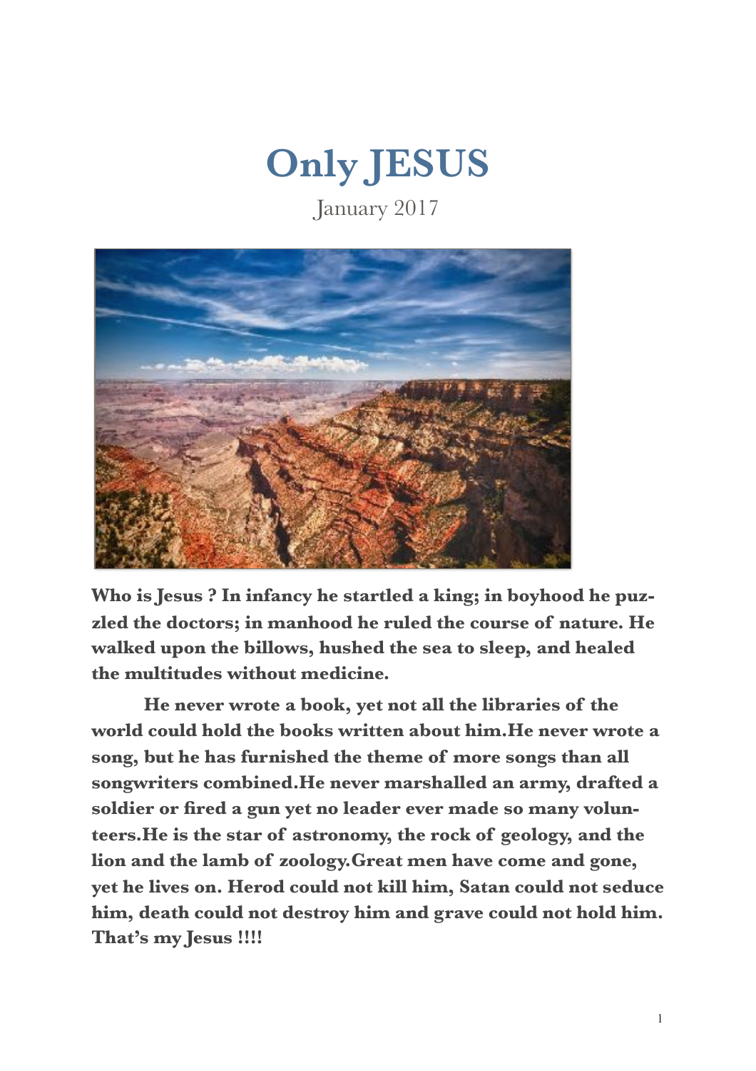# Only JESUS

January 2017

**Who is Jesus ? In infancy he startled a king; in boyhood he puzzled the doctors; in manhood he ruled the course of nature. He walked upon the billows, hushed the sea to sleep, and healed the multitudes without medicine.**

**He never wrote a book, yet not all the libraries of the world could hold the books written about him.He never wrote a song, but he has furnished the theme of more songs than all songwriters combined.He never marshalled an army, drafted a soldier or fired a gun yet no leader ever made so many volunteers.He is the star of astronomy, the rock of geology, and the lion and the lamb of zoology.Great men have come and gone, yet he lives on. Herod could not kill him, Satan could not seduce him, death could not destroy him and grave could not hold him. That's my Jesus !!!!**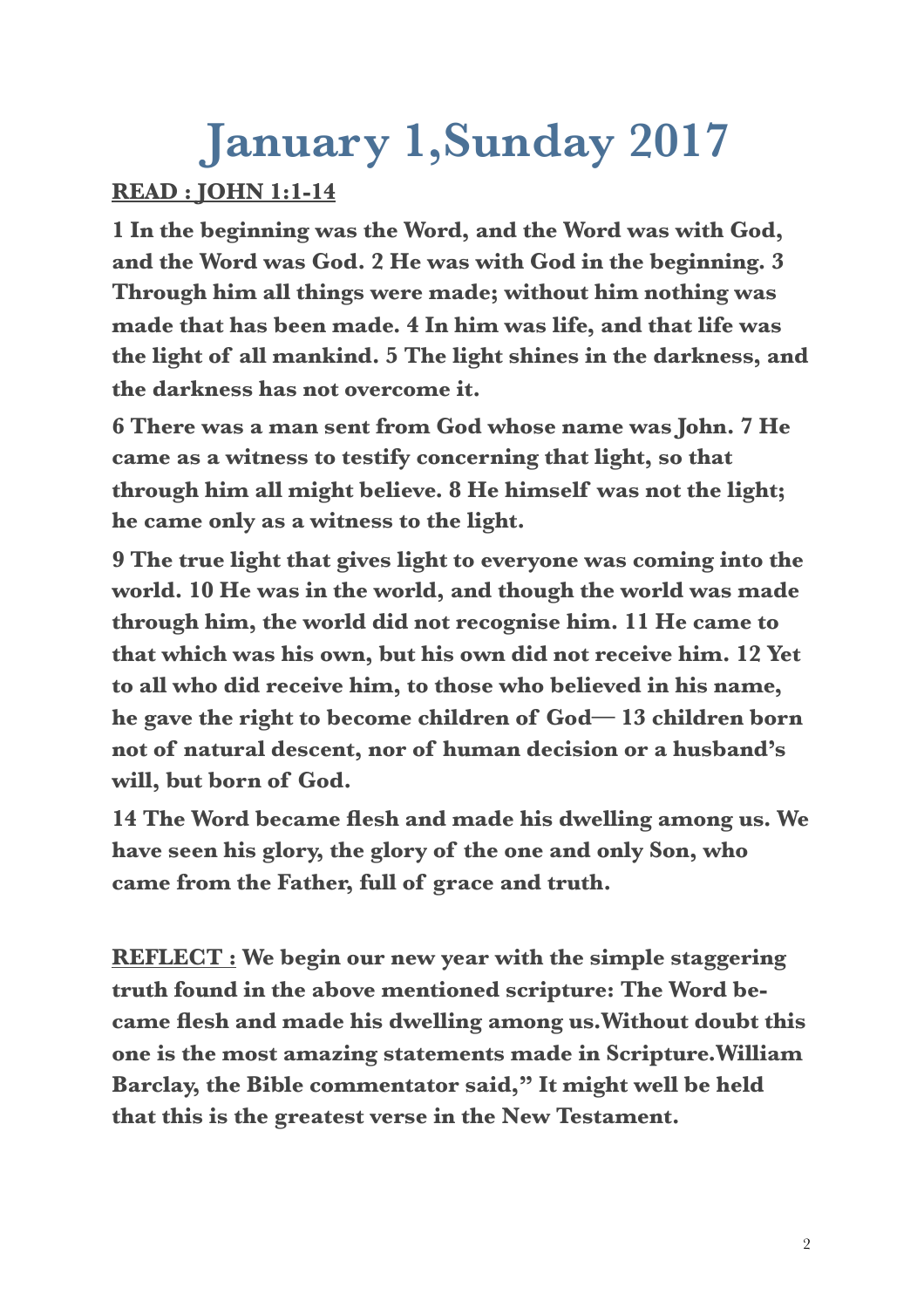# January 1,Sunday 2017

**READ : JOHN 1:1-14**

**1 In the beginning was the Word, and the Word was with God, and the Word was God. 2 He was with God in the beginning. 3 Through him all things were made; without him nothing was made that has been made. 4 In him was life, and that life was the light of all mankind. 5 The light shines in the darkness, and the darkness has not overcome it.**

**6 There was a man sent from God whose name was John. 7 He came as a witness to testify concerning that light, so that through him all might believe. 8 He himself was not the light; he came only as a witness to the light.**

**9 The true light that gives light to everyone was coming into the world. 10 He was in the world, and though the world was made through him, the world did not recognise him. 11 He came to that which was his own, but his own did not receive him. 12 Yet to all who did receive him, to those who believed in his name, he gave the right to become children of God— 13 children born not of natural descent, nor of human decision or a husband's will, but born of God.**

**14 The Word became flesh and made his dwelling among us. We have seen his glory, the glory of the one and only Son, who came from the Father, full of grace and truth.**

**REFLECT : We begin our new year with the simple staggering truth found in the above mentioned scripture: The Word became flesh and made his dwelling among us.Without doubt this one is the most amazing statements made in Scripture.William Barclay, the Bible commentator said," It might well be held that this is the greatest verse in the New Testament.**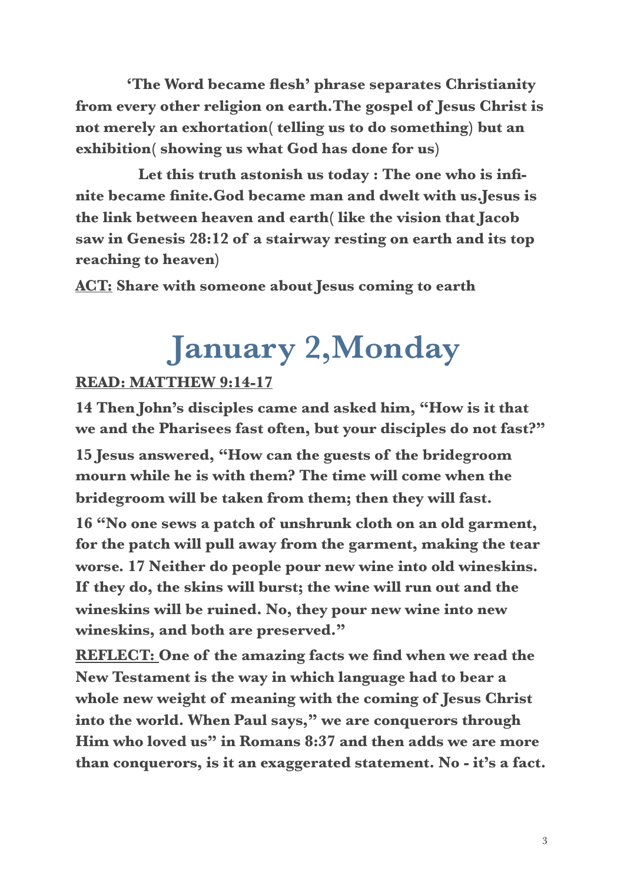**'The Word became flesh' phrase separates Christianity from every other religion on earth.The gospel of Jesus Christ is not merely an exhortation( telling us to do something) but an exhibition( showing us what God has done for us)**

**Let this truth astonish us today : The one who is infinite became finite.God became man and dwelt with us.Jesus is the link between heaven and earth( like the vision that Jacob saw in Genesis 28:12 of a stairway resting on earth and its top reaching to heaven)**

**<u>ACT:</u> Share with someone about Jesus coming to earth**

# January 2,Monday

**<u>READ: MATTHEW 9:14-17</u>**

**14 Then John's disciples came and asked him, "How is it that we and the Pharisees fast often, but your disciples do not fast?"**

**15 Jesus answered, "How can the guests of the bridegroom mourn while he is with them? The time will come when the bridegroom will be taken from them; then they will fast.**

**16 "No one sews a patch of unshrunk cloth on an old garment, for the patch will pull away from the garment, making the tear worse. 17 Neither do people pour new wine into old wineskins. If they do, the skins will burst; the wine will run out and the wineskins will be ruined. No, they pour new wine into new wineskins, and both are preserved."**

**<u>REFLECT:</u> One of the amazing facts we find when we read the New Testament is the way in which language had to bear a whole new weight of meaning with the coming of Jesus Christ into the world. When Paul says," we are conquerors through Him who loved us" in Romans 8:37 and then adds we are more than conquerors, is it an exaggerated statement. No - it's a fact.**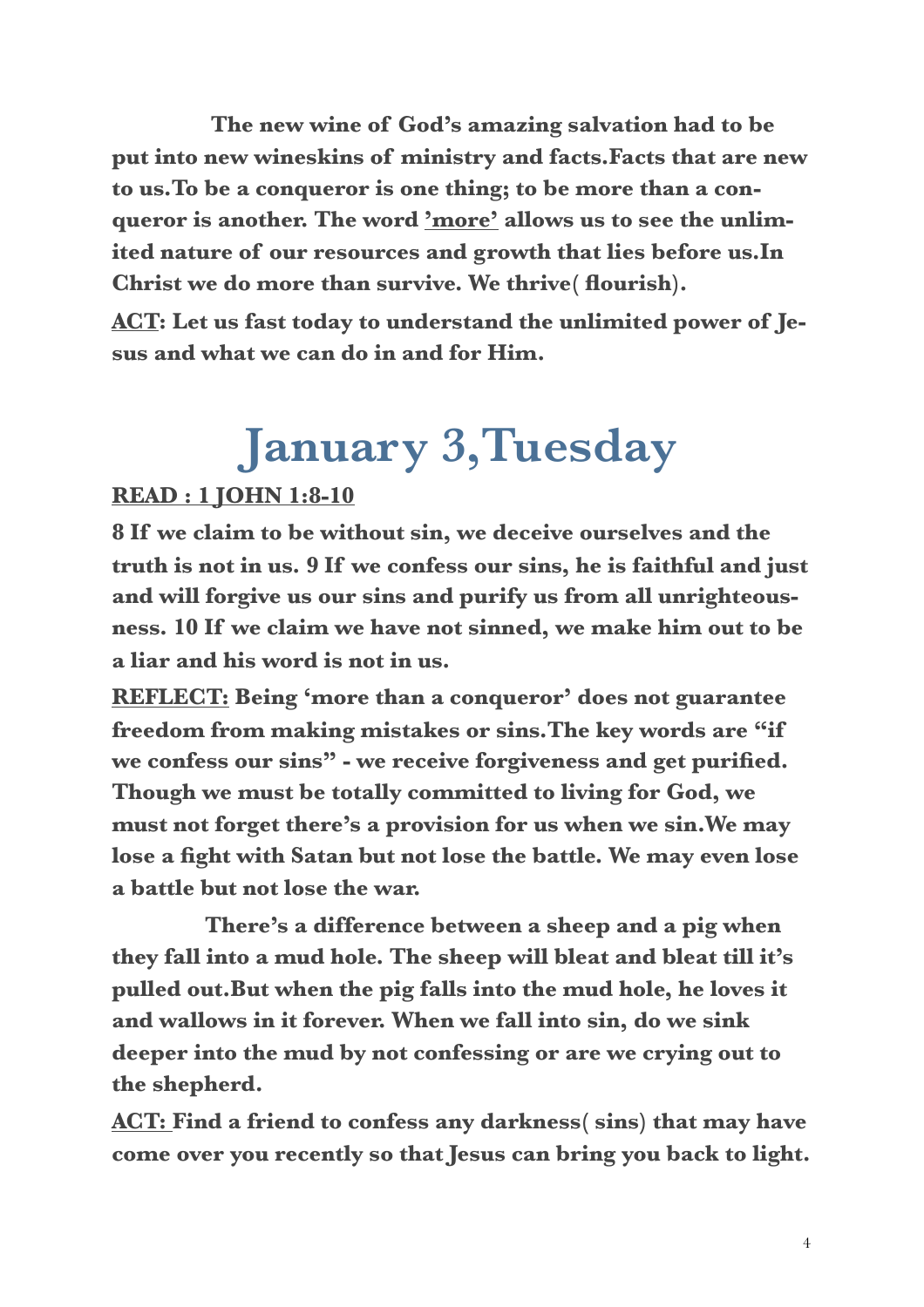**The new wine of God's amazing salvation had to be put into new wineskins of ministry and facts.Facts that are new to us.To be a conqueror is one thing; to be more than a conqueror is another. The word <u>'more'</u> allows us to see the unlimited nature of our resources and growth that lies before us.In Christ we do more than survive. We thrive( flourish).**

**<u>ACT</u>: Let us fast today to understand the unlimited power of Jesus and what we can do in and for Him.**

# January 3,Tuesday

**<u>READ : 1 JOHN 1:8-10</u>**

**8 If we claim to be without sin, we deceive ourselves and the truth is not in us. 9 If we confess our sins, he is faithful and just and will forgive us our sins and purify us from all unrighteousness. 10 If we claim we have not sinned, we make him out to be a liar and his word is not in us.**

**<u>REFLECT:</u> Being 'more than a conqueror' does not guarantee freedom from making mistakes or sins.The key words are "if we confess our sins" - we receive forgiveness and get purified. Though we must be totally committed to living for God, we must not forget there's a provision for us when we sin.We may lose a fight with Satan but not lose the battle. We may even lose a battle but not lose the war.**

**There's a difference between a sheep and a pig when they fall into a mud hole. The sheep will bleat and bleat till it's pulled out.But when the pig falls into the mud hole, he loves it and wallows in it forever. When we fall into sin, do we sink deeper into the mud by not confessing or are we crying out to the shepherd.**

**<u>ACT:</u> Find a friend to confess any darkness( sins) that may have come over you recently so that Jesus can bring you back to light.**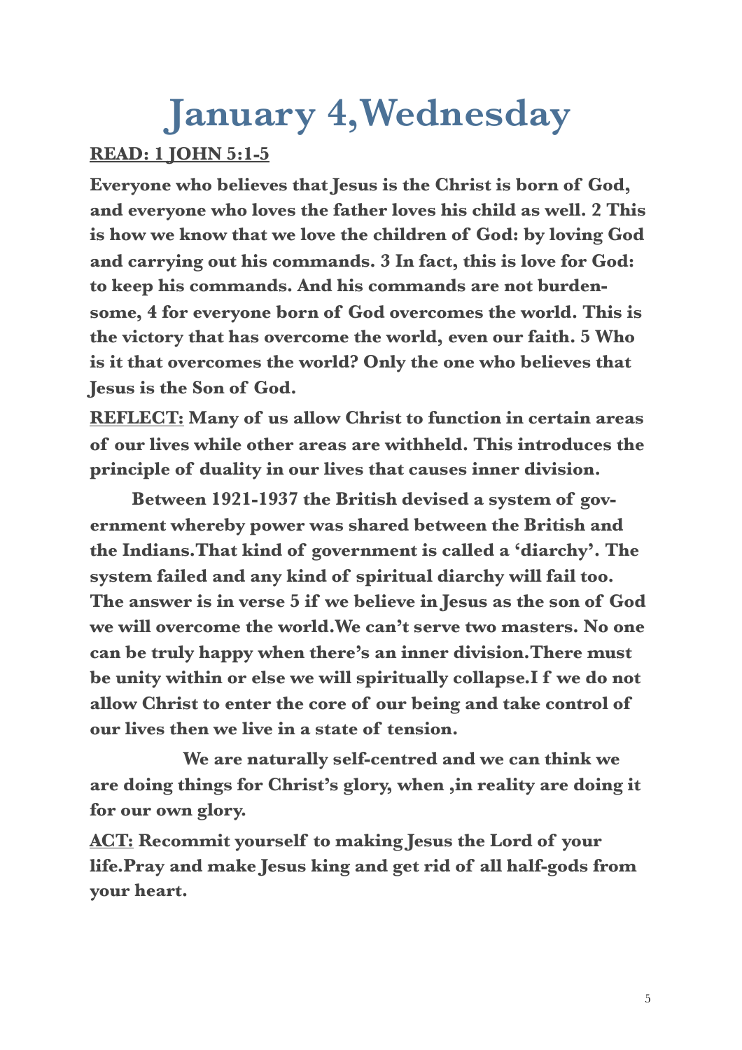# January 4,Wednesday

**READ: 1 JOHN 5:1-5**

**Everyone who believes that Jesus is the Christ is born of God, and everyone who loves the father loves his child as well. 2 This is how we know that we love the children of God: by loving God and carrying out his commands. 3 In fact, this is love for God: to keep his commands. And his commands are not burdensome, 4 for everyone born of God overcomes the world. This is the victory that has overcome the world, even our faith. 5 Who is it that overcomes the world? Only the one who believes that Jesus is the Son of God.**

**REFLECT: Many of us allow Christ to function in certain areas of our lives while other areas are withheld. This introduces the principle of duality in our lives that causes inner division.**

**Between 1921-1937 the British devised a system of government whereby power was shared between the British and the Indians.That kind of government is called a 'diarchy'. The system failed and any kind of spiritual diarchy will fail too. The answer is in verse 5 if we believe in Jesus as the son of God we will overcome the world.We can't serve two masters. No one can be truly happy when there's an inner division.There must be unity within or else we will spiritually collapse.I f we do not allow Christ to enter the core of our being and take control of our lives then we live in a state of tension.**

**We are naturally self-centred and we can think we are doing things for Christ's glory, when ,in reality are doing it for our own glory.**

**ACT: Recommit yourself to making Jesus the Lord of your life.Pray and make Jesus king and get rid of all half-gods from your heart.**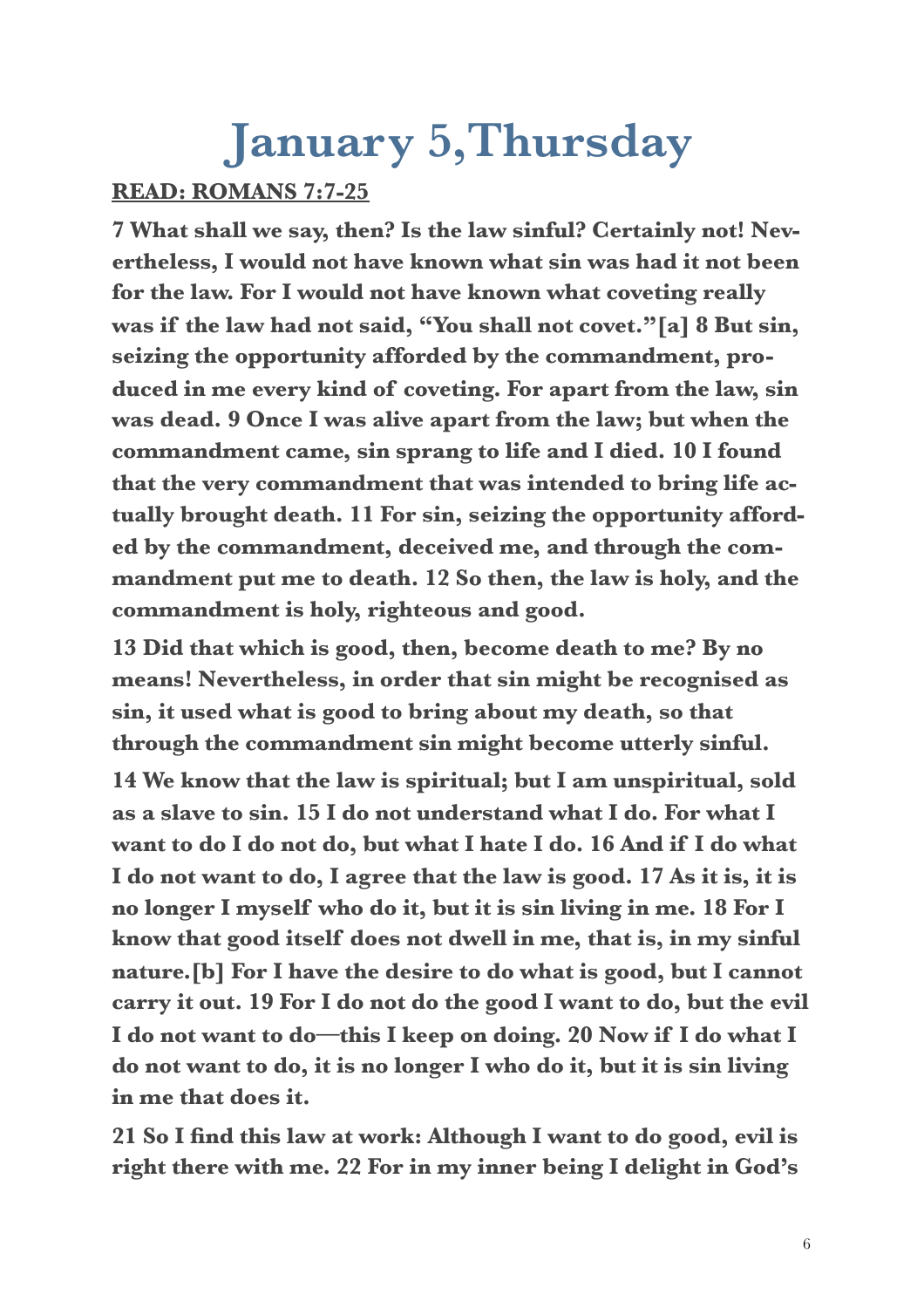# January 5,Thursday

**READ: ROMANS 7:7-25**

**7 What shall we say, then? Is the law sinful? Certainly not! Nevertheless, I would not have known what sin was had it not been for the law. For I would not have known what coveting really was if the law had not said, "You shall not covet."[a] 8 But sin, seizing the opportunity afforded by the commandment, produced in me every kind of coveting. For apart from the law, sin was dead. 9 Once I was alive apart from the law; but when the commandment came, sin sprang to life and I died. 10 I found that the very commandment that was intended to bring life actually brought death. 11 For sin, seizing the opportunity afforded by the commandment, deceived me, and through the commandment put me to death. 12 So then, the law is holy, and the commandment is holy, righteous and good.**

**13 Did that which is good, then, become death to me? By no means! Nevertheless, in order that sin might be recognised as sin, it used what is good to bring about my death, so that through the commandment sin might become utterly sinful.**

**14 We know that the law is spiritual; but I am unspiritual, sold as a slave to sin. 15 I do not understand what I do. For what I want to do I do not do, but what I hate I do. 16 And if I do what I do not want to do, I agree that the law is good. 17 As it is, it is no longer I myself who do it, but it is sin living in me. 18 For I know that good itself does not dwell in me, that is, in my sinful nature.[b] For I have the desire to do what is good, but I cannot carry it out. 19 For I do not do the good I want to do, but the evil I do not want to do—this I keep on doing. 20 Now if I do what I do not want to do, it is no longer I who do it, but it is sin living in me that does it.**

**21 So I find this law at work: Although I want to do good, evil is right there with me. 22 For in my inner being I delight in God's**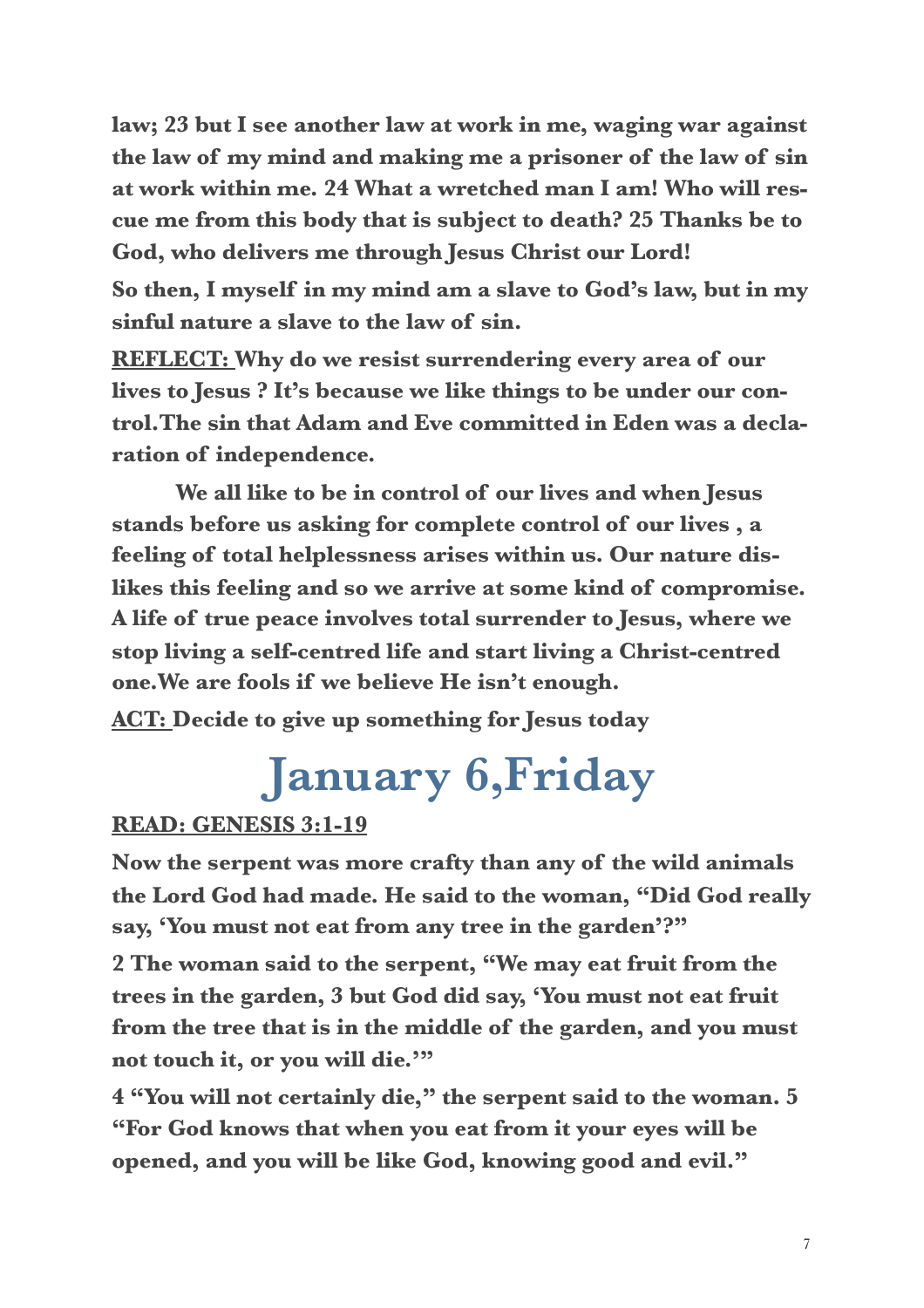**law; 23 but I see another law at work in me, waging war against the law of my mind and making me a prisoner of the law of sin at work within me. 24 What a wretched man I am! Who will rescue me from this body that is subject to death? 25 Thanks be to God, who delivers me through Jesus Christ our Lord!**

**So then, I myself in my mind am a slave to God's law, but in my sinful nature a slave to the law of sin.**

**<u>REFLECT:</u> Why do we resist surrendering every area of our lives to Jesus ? It's because we like things to be under our control.The sin that Adam and Eve committed in Eden was a declaration of independence.**

**We all like to be in control of our lives and when Jesus stands before us asking for complete control of our lives , a feeling of total helplessness arises within us. Our nature dislikes this feeling and so we arrive at some kind of compromise. A life of true peace involves total surrender to Jesus, where we stop living a self-centred life and start living a Christ-centred one.We are fools if we believe He isn't enough.**

**<u>ACT:</u> Decide to give up something for Jesus today**

# January 6,Friday

**<u>READ: GENESIS 3:1-19</u>**

**Now the serpent was more crafty than any of the wild animals the Lord God had made. He said to the woman, "Did God really say, 'You must not eat from any tree in the garden'?"**

**2 The woman said to the serpent, "We may eat fruit from the trees in the garden, 3 but God did say, 'You must not eat fruit from the tree that is in the middle of the garden, and you must not touch it, or you will die.'"**

**4 "You will not certainly die," the serpent said to the woman. 5 "For God knows that when you eat from it your eyes will be opened, and you will be like God, knowing good and evil."**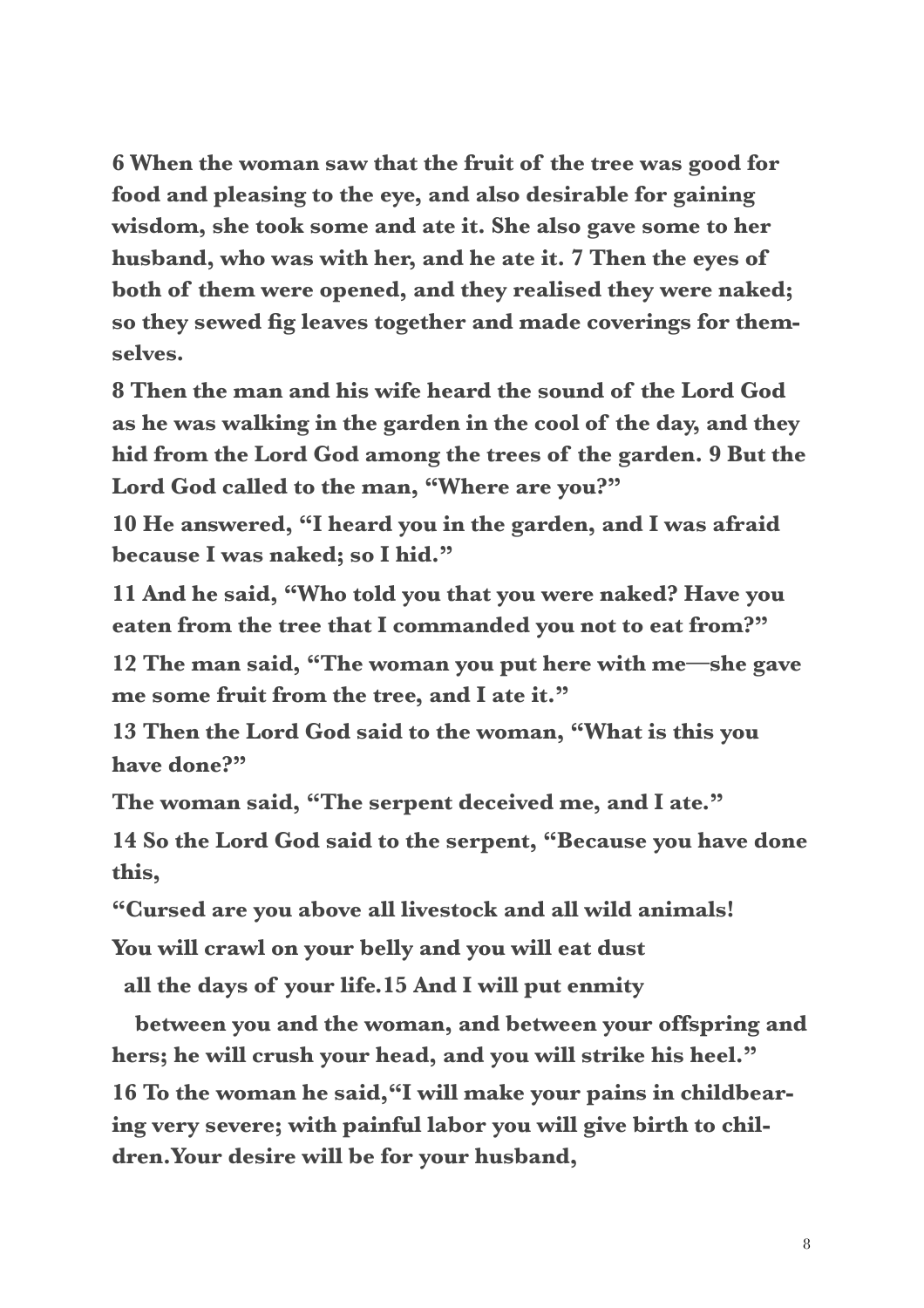**6 When the woman saw that the fruit of the tree was good for food and pleasing to the eye, and also desirable for gaining wisdom, she took some and ate it. She also gave some to her husband, who was with her, and he ate it. 7 Then the eyes of both of them were opened, and they realised they were naked; so they sewed fig leaves together and made coverings for themselves.**

**8 Then the man and his wife heard the sound of the Lord God as he was walking in the garden in the cool of the day, and they hid from the Lord God among the trees of the garden. 9 But the Lord God called to the man, "Where are you?"**

**10 He answered, "I heard you in the garden, and I was afraid because I was naked; so I hid."**

**11 And he said, "Who told you that you were naked? Have you eaten from the tree that I commanded you not to eat from?"**

**12 The man said, "The woman you put here with me—she gave me some fruit from the tree, and I ate it."**

**13 Then the Lord God said to the woman, "What is this you have done?"**

**The woman said, "The serpent deceived me, and I ate."**

**14 So the Lord God said to the serpent, "Because you have done this,**

**"Cursed are you above all livestock and all wild animals!**

**You will crawl on your belly and you will eat dust**

**all the days of your life.15 And I will put enmity**

**between you and the woman, and between your offspring and hers; he will crush your head, and you will strike his heel."**

**16 To the woman he said,"I will make your pains in childbearing very severe; with painful labor you will give birth to children.Your desire will be for your husband,**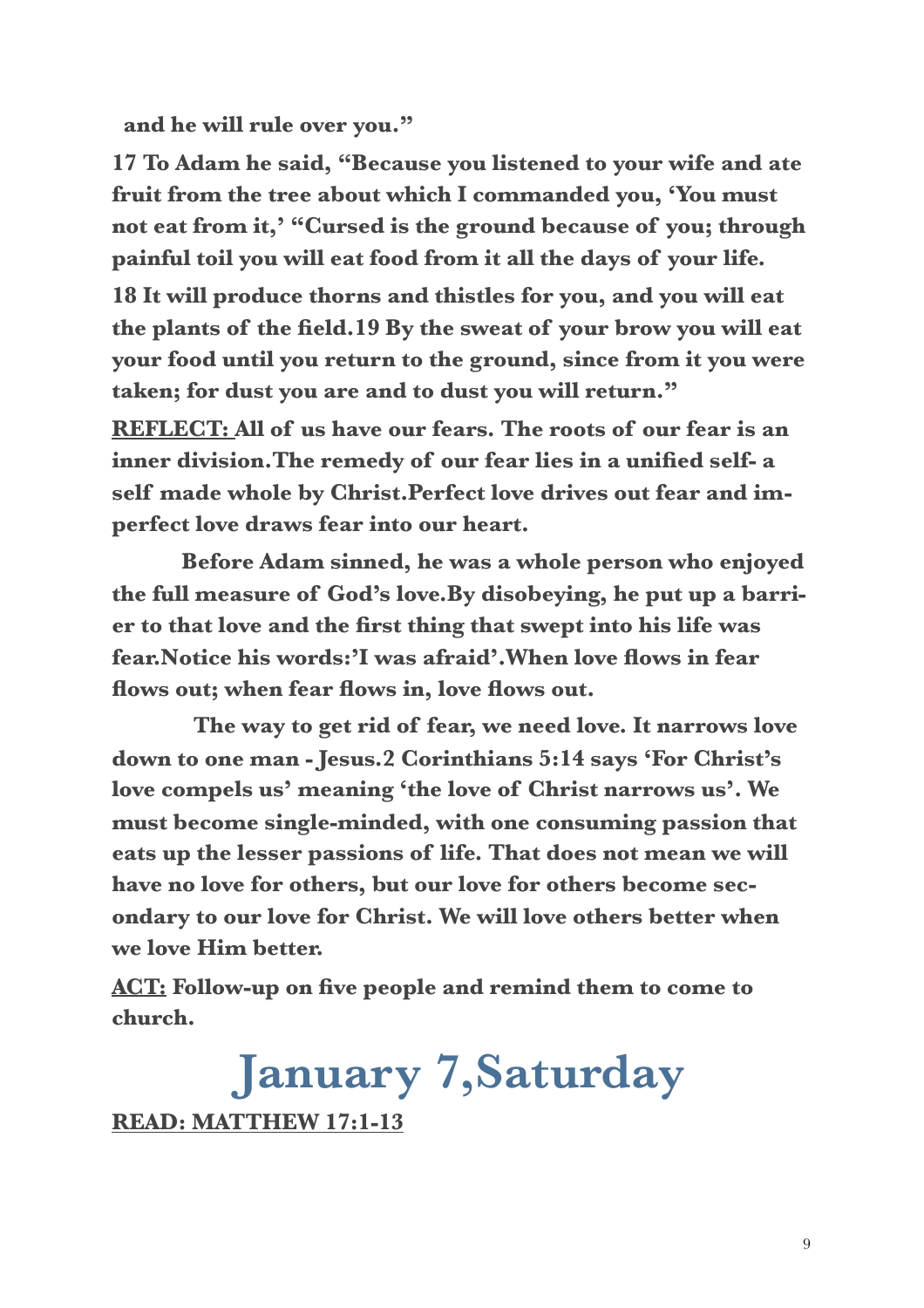**and he will rule over you."**

**17 To Adam he said, "Because you listened to your wife and ate fruit from the tree about which I commanded you, 'You must not eat from it,' "Cursed is the ground because of you; through painful toil you will eat food from it all the days of your life.**

**18 It will produce thorns and thistles for you, and you will eat the plants of the field.19 By the sweat of your brow you will eat your food until you return to the ground, since from it you were taken; for dust you are and to dust you will return."**

**<u>REFLECT:</u> All of us have our fears. The roots of our fear is an inner division.The remedy of our fear lies in a unified self- a self made whole by Christ.Perfect love drives out fear and imperfect love draws fear into our heart.**

**Before Adam sinned, he was a whole person who enjoyed the full measure of God's love.By disobeying, he put up a barrier to that love and the first thing that swept into his life was fear.Notice his words:'I was afraid'.When love flows in fear flows out; when fear flows in, love flows out.**

**The way to get rid of fear, we need love. It narrows love down to one man - Jesus.2 Corinthians 5:14 says 'For Christ's love compels us' meaning 'the love of Christ narrows us'. We must become single-minded, with one consuming passion that eats up the lesser passions of life. That does not mean we will have no love for others, but our love for others become secondary to our love for Christ. We will love others better when we love Him better.**

**<u>ACT:</u> Follow-up on five people and remind them to come to church.**

# January 7,Saturday

**<u>READ: MATTHEW 17:1-13</u>**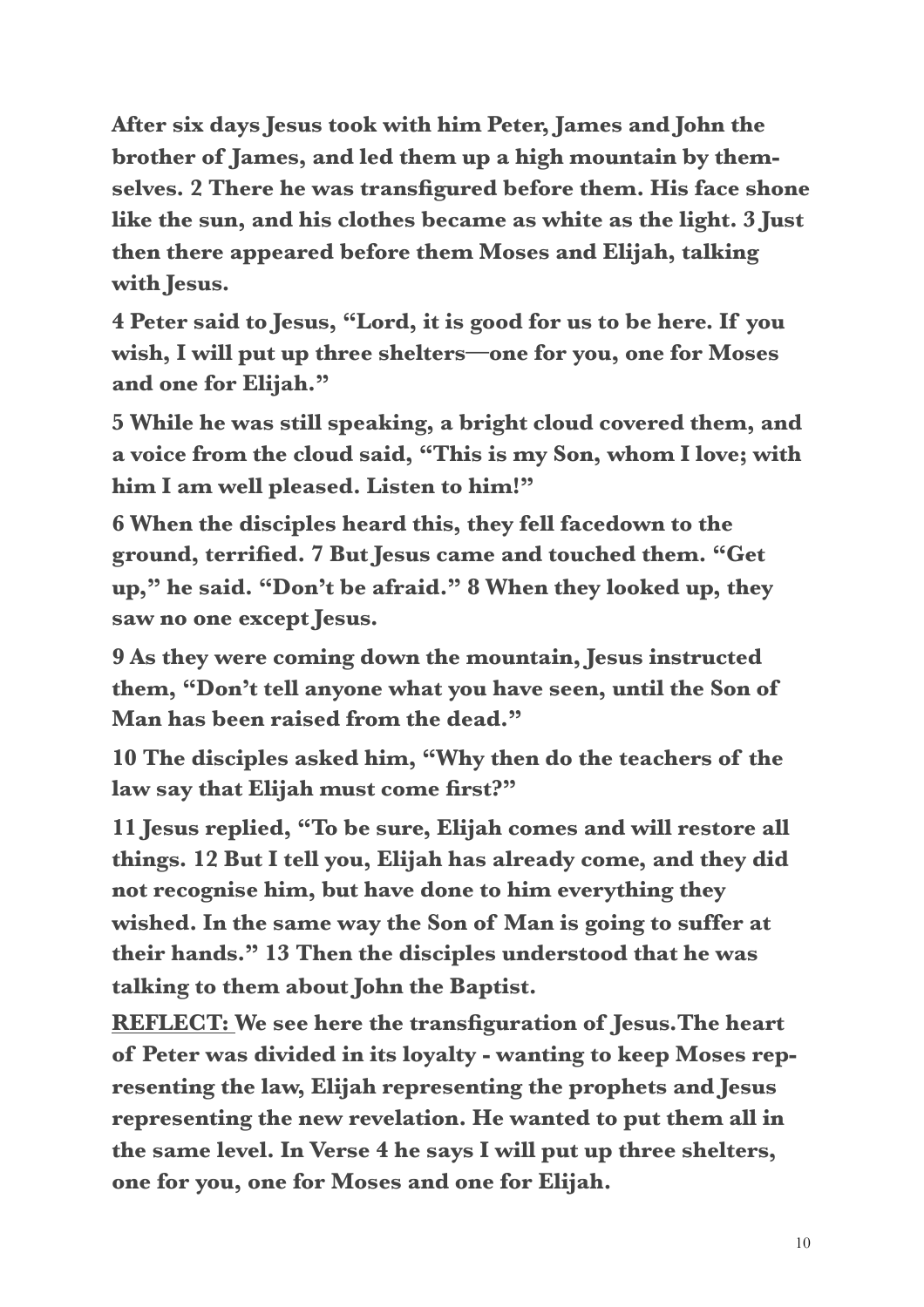**After six days Jesus took with him Peter, James and John the brother of James, and led them up a high mountain by themselves. 2 There he was transfigured before them. His face shone like the sun, and his clothes became as white as the light. 3 Just then there appeared before them Moses and Elijah, talking with Jesus.**

**4 Peter said to Jesus, "Lord, it is good for us to be here. If you wish, I will put up three shelters—one for you, one for Moses and one for Elijah."**

**5 While he was still speaking, a bright cloud covered them, and a voice from the cloud said, "This is my Son, whom I love; with him I am well pleased. Listen to him!"**

**6 When the disciples heard this, they fell facedown to the ground, terrified. 7 But Jesus came and touched them. "Get up," he said. "Don't be afraid." 8 When they looked up, they saw no one except Jesus.**

**9 As they were coming down the mountain, Jesus instructed them, "Don't tell anyone what you have seen, until the Son of Man has been raised from the dead."**

**10 The disciples asked him, "Why then do the teachers of the law say that Elijah must come first?"**

**11 Jesus replied, "To be sure, Elijah comes and will restore all things. 12 But I tell you, Elijah has already come, and they did not recognise him, but have done to him everything they wished. In the same way the Son of Man is going to suffer at their hands." 13 Then the disciples understood that he was talking to them about John the Baptist.**

**<u>REFLECT:</u> We see here the transfiguration of Jesus.The heart of Peter was divided in its loyalty - wanting to keep Moses representing the law, Elijah representing the prophets and Jesus representing the new revelation. He wanted to put them all in the same level. In Verse 4 he says I will put up three shelters, one for you, one for Moses and one for Elijah.**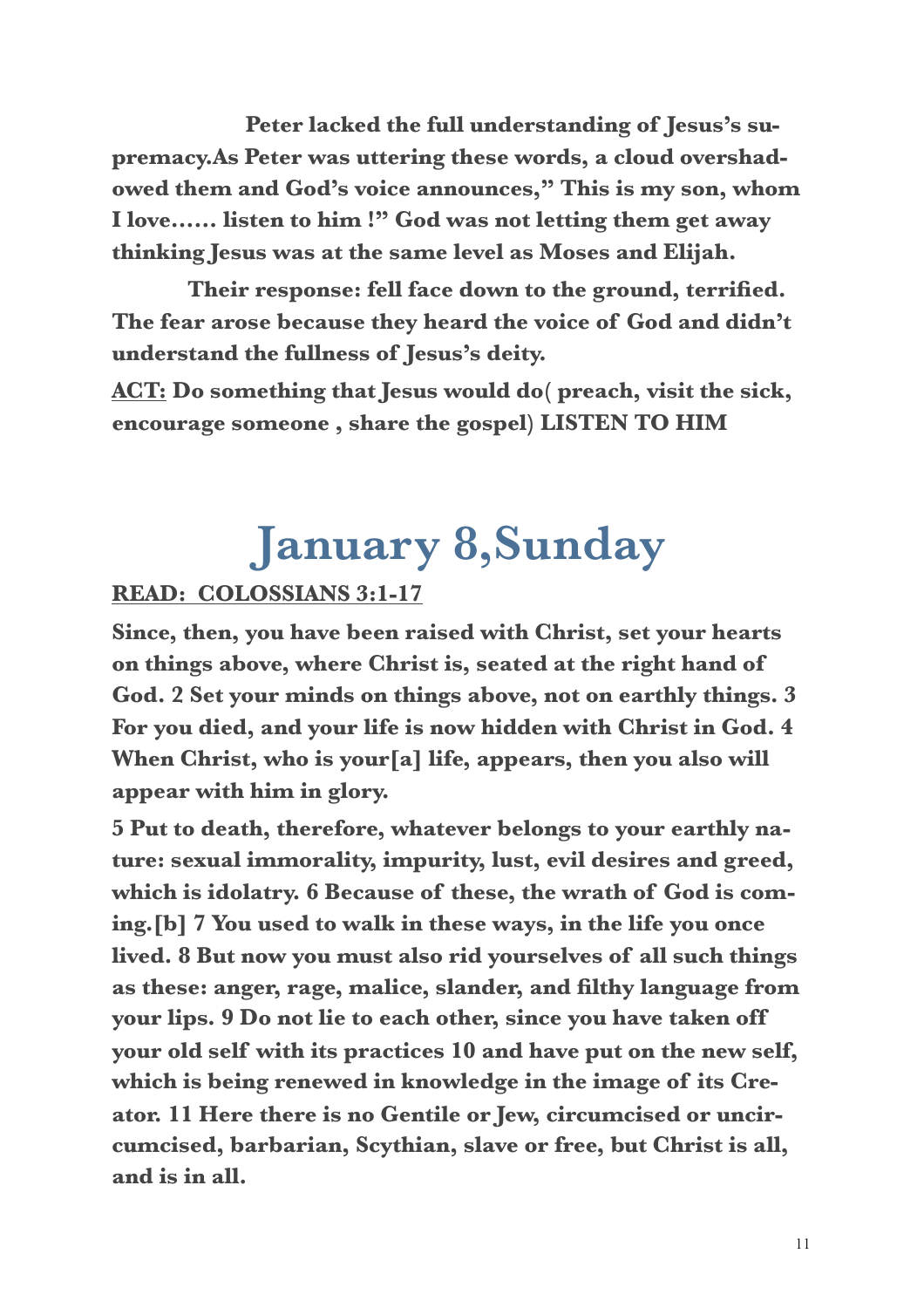**Peter lacked the full understanding of Jesus's supremacy.As Peter was uttering these words, a cloud overshadowed them and God's voice announces," This is my son, whom I love…… listen to him !" God was not letting them get away thinking Jesus was at the same level as Moses and Elijah.**

**Their response: fell face down to the ground, terrified. The fear arose because they heard the voice of God and didn't understand the fullness of Jesus's deity.**

**<u>ACT:</u> Do something that Jesus would do( preach, visit the sick, encourage someone , share the gospel) LISTEN TO HIM**

# January 8,Sunday

**<u>READ: COLOSSIANS 3:1-17</u>**

**Since, then, you have been raised with Christ, set your hearts on things above, where Christ is, seated at the right hand of God. 2 Set your minds on things above, not on earthly things. 3 For you died, and your life is now hidden with Christ in God. 4 When Christ, who is your[a] life, appears, then you also will appear with him in glory.**

**5 Put to death, therefore, whatever belongs to your earthly nature: sexual immorality, impurity, lust, evil desires and greed, which is idolatry. 6 Because of these, the wrath of God is coming.[b] 7 You used to walk in these ways, in the life you once lived. 8 But now you must also rid yourselves of all such things as these: anger, rage, malice, slander, and filthy language from your lips. 9 Do not lie to each other, since you have taken off your old self with its practices 10 and have put on the new self, which is being renewed in knowledge in the image of its Creator. 11 Here there is no Gentile or Jew, circumcised or uncircumcised, barbarian, Scythian, slave or free, but Christ is all, and is in all.**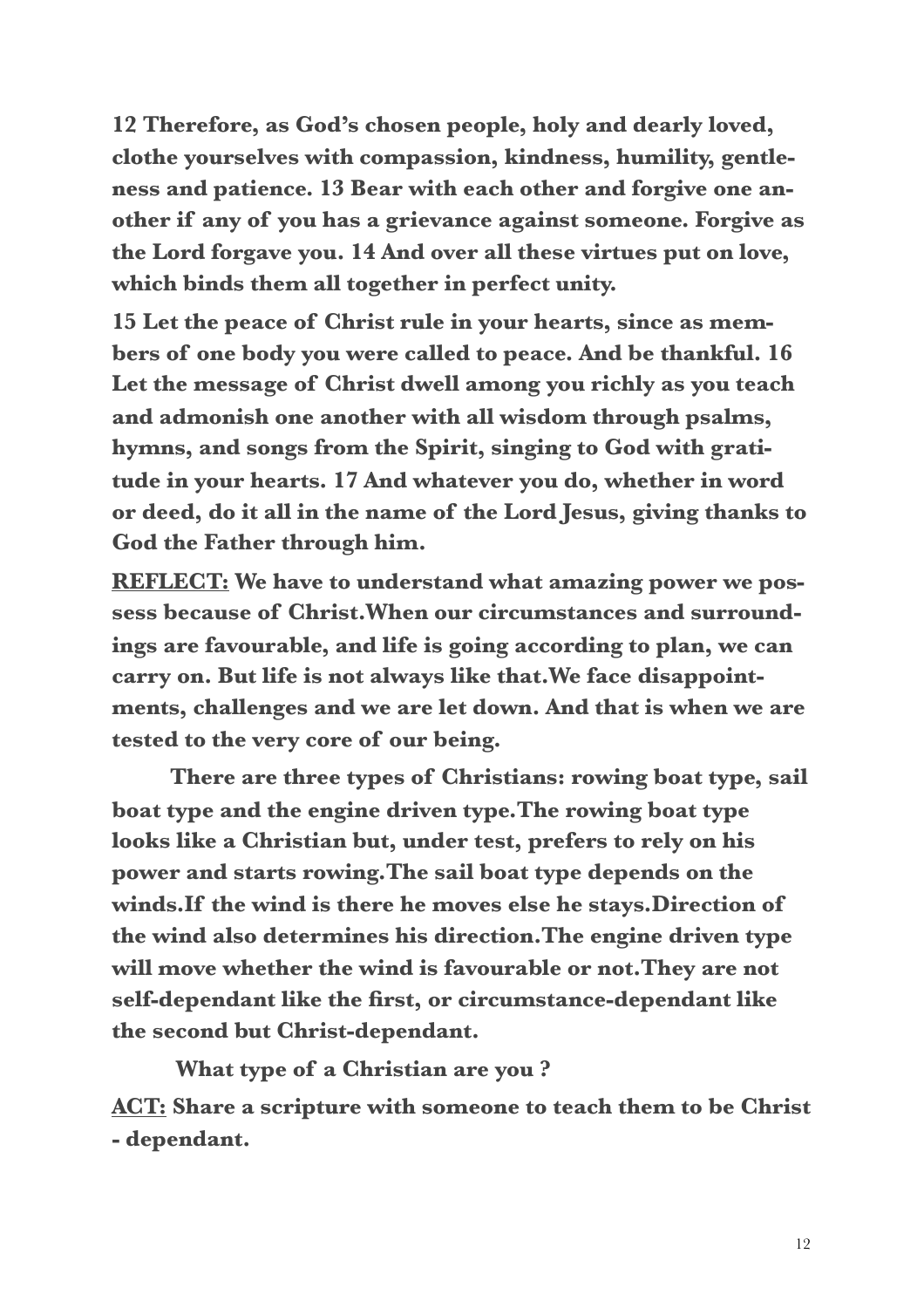**12 Therefore, as God's chosen people, holy and dearly loved, clothe yourselves with compassion, kindness, humility, gentleness and patience. 13 Bear with each other and forgive one another if any of you has a grievance against someone. Forgive as the Lord forgave you. 14 And over all these virtues put on love, which binds them all together in perfect unity.**

**15 Let the peace of Christ rule in your hearts, since as members of one body you were called to peace. And be thankful. 16 Let the message of Christ dwell among you richly as you teach and admonish one another with all wisdom through psalms, hymns, and songs from the Spirit, singing to God with gratitude in your hearts. 17 And whatever you do, whether in word or deed, do it all in the name of the Lord Jesus, giving thanks to God the Father through him.**

**<u>REFLECT:</u> We have to understand what amazing power we possess because of Christ.When our circumstances and surroundings are favourable, and life is going according to plan, we can carry on. But life is not always like that.We face disappointments, challenges and we are let down. And that is when we are tested to the very core of our being.**

**There are three types of Christians: rowing boat type, sail boat type and the engine driven type.The rowing boat type looks like a Christian but, under test, prefers to rely on his power and starts rowing.The sail boat type depends on the winds.If the wind is there he moves else he stays.Direction of the wind also determines his direction.The engine driven type will move whether the wind is favourable or not.They are not self-dependant like the first, or circumstance-dependant like the second but Christ-dependant.**

**What type of a Christian are you ?**

**<u>ACT:</u> Share a scripture with someone to teach them to be Christ - dependant.**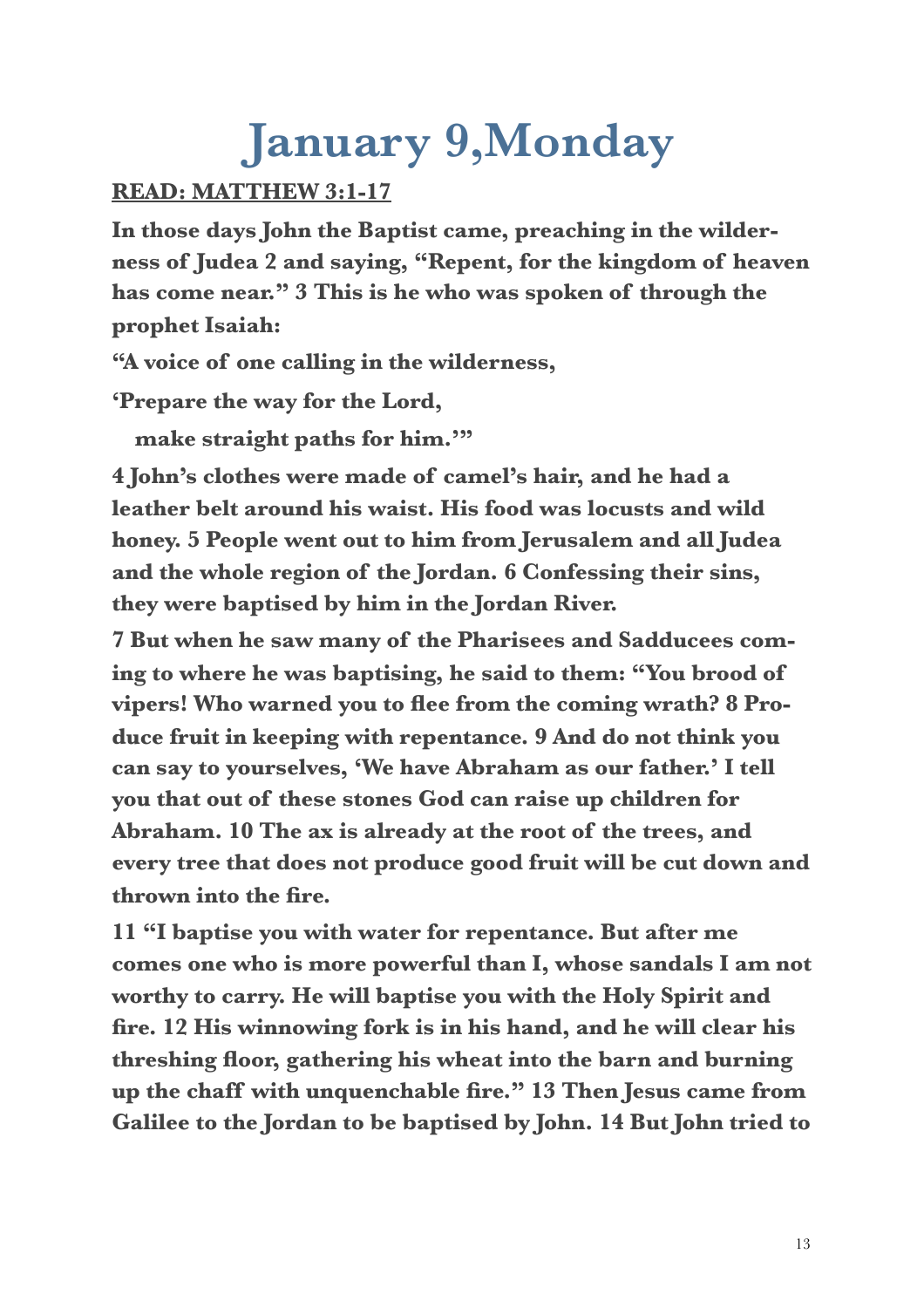# January 9,Monday

**READ: MATTHEW 3:1-17**

**In those days John the Baptist came, preaching in the wilderness of Judea 2 and saying, "Repent, for the kingdom of heaven has come near." 3 This is he who was spoken of through the prophet Isaiah:**

**"A voice of one calling in the wilderness,**

**'Prepare the way for the Lord,**

**make straight paths for him.'"**

**4 John's clothes were made of camel's hair, and he had a leather belt around his waist. His food was locusts and wild honey. 5 People went out to him from Jerusalem and all Judea and the whole region of the Jordan. 6 Confessing their sins, they were baptised by him in the Jordan River.**

**7 But when he saw many of the Pharisees and Sadducees coming to where he was baptising, he said to them: "You brood of vipers! Who warned you to flee from the coming wrath? 8 Produce fruit in keeping with repentance. 9 And do not think you can say to yourselves, 'We have Abraham as our father.' I tell you that out of these stones God can raise up children for Abraham. 10 The ax is already at the root of the trees, and every tree that does not produce good fruit will be cut down and thrown into the fire.**

**11 "I baptise you with water for repentance. But after me comes one who is more powerful than I, whose sandals I am not worthy to carry. He will baptise you with the Holy Spirit and fire. 12 His winnowing fork is in his hand, and he will clear his threshing floor, gathering his wheat into the barn and burning up the chaff with unquenchable fire." 13 Then Jesus came from Galilee to the Jordan to be baptised by John. 14 But John tried to**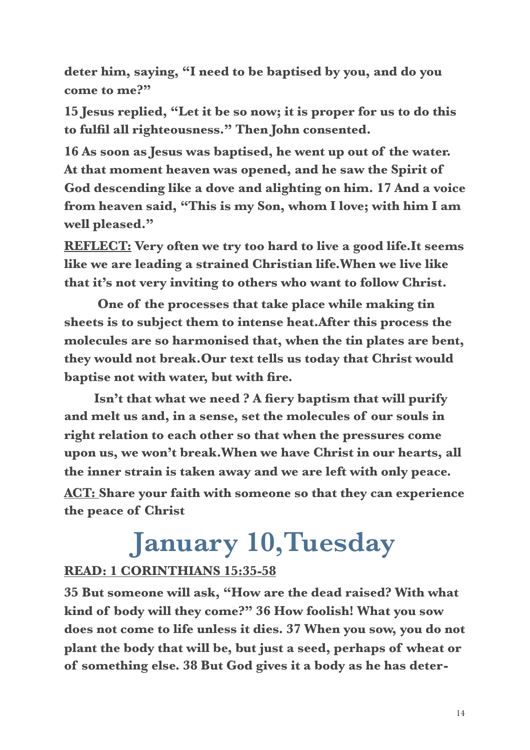**deter him, saying, "I need to be baptised by you, and do you come to me?"**

**15 Jesus replied, "Let it be so now; it is proper for us to do this to fulfil all righteousness." Then John consented.**

**16 As soon as Jesus was baptised, he went up out of the water. At that moment heaven was opened, and he saw the Spirit of God descending like a dove and alighting on him. 17 And a voice from heaven said, "This is my Son, whom I love; with him I am well pleased."**

**REFLECT: Very often we try too hard to live a good life.It seems like we are leading a strained Christian life.When we live like that it's not very inviting to others who want to follow Christ.**

**One of the processes that take place while making tin sheets is to subject them to intense heat.After this process the molecules are so harmonised that, when the tin plates are bent, they would not break.Our text tells us today that Christ would baptise not with water, but with fire.**

**Isn't that what we need ? A fiery baptism that will purify and melt us and, in a sense, set the molecules of our souls in right relation to each other so that when the pressures come upon us, we won't break.When we have Christ in our hearts, all the inner strain is taken away and we are left with only peace.**

**ACT: Share your faith with someone so that they can experience the peace of Christ**

# January 10,Tuesday

**READ: 1 CORINTHIANS 15:35-58**

**35 But someone will ask, "How are the dead raised? With what kind of body will they come?" 36 How foolish! What you sow does not come to life unless it dies. 37 When you sow, you do not plant the body that will be, but just a seed, perhaps of wheat or of something else. 38 But God gives it a body as he has deter-**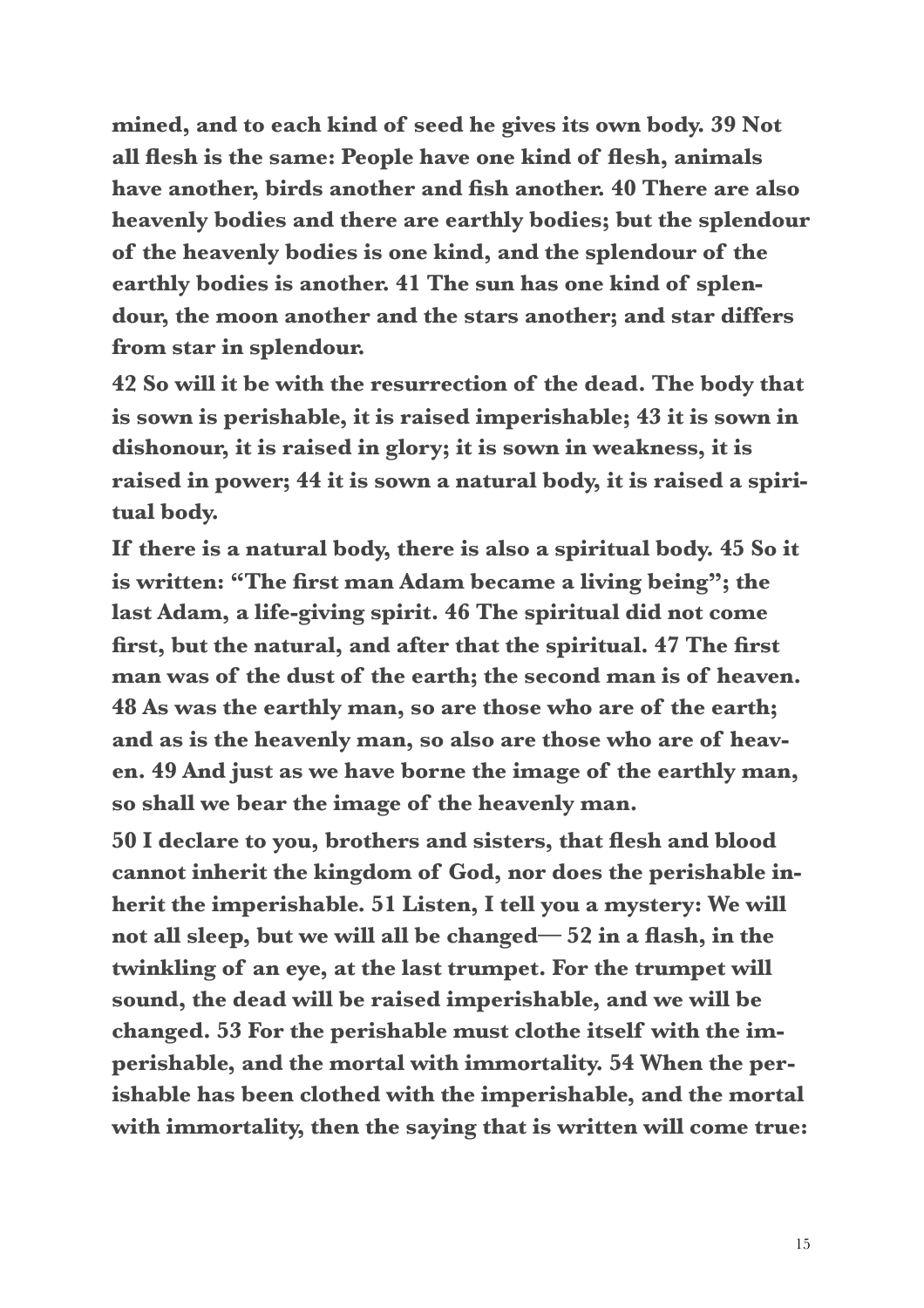**mined, and to each kind of seed he gives its own body. 39 Not all flesh is the same: People have one kind of flesh, animals have another, birds another and fish another. 40 There are also heavenly bodies and there are earthly bodies; but the splendour of the heavenly bodies is one kind, and the splendour of the earthly bodies is another. 41 The sun has one kind of splendour, the moon another and the stars another; and star differs from star in splendour.**

**42 So will it be with the resurrection of the dead. The body that is sown is perishable, it is raised imperishable; 43 it is sown in dishonour, it is raised in glory; it is sown in weakness, it is raised in power; 44 it is sown a natural body, it is raised a spiritual body.**

**If there is a natural body, there is also a spiritual body. 45 So it is written: "The first man Adam became a living being"; the last Adam, a life-giving spirit. 46 The spiritual did not come first, but the natural, and after that the spiritual. 47 The first man was of the dust of the earth; the second man is of heaven. 48 As was the earthly man, so are those who are of the earth; and as is the heavenly man, so also are those who are of heaven. 49 And just as we have borne the image of the earthly man, so shall we bear the image of the heavenly man.**

**50 I declare to you, brothers and sisters, that flesh and blood cannot inherit the kingdom of God, nor does the perishable inherit the imperishable. 51 Listen, I tell you a mystery: We will not all sleep, but we will all be changed— 52 in a flash, in the twinkling of an eye, at the last trumpet. For the trumpet will sound, the dead will be raised imperishable, and we will be changed. 53 For the perishable must clothe itself with the imperishable, and the mortal with immortality. 54 When the perishable has been clothed with the imperishable, and the mortal with immortality, then the saying that is written will come true:**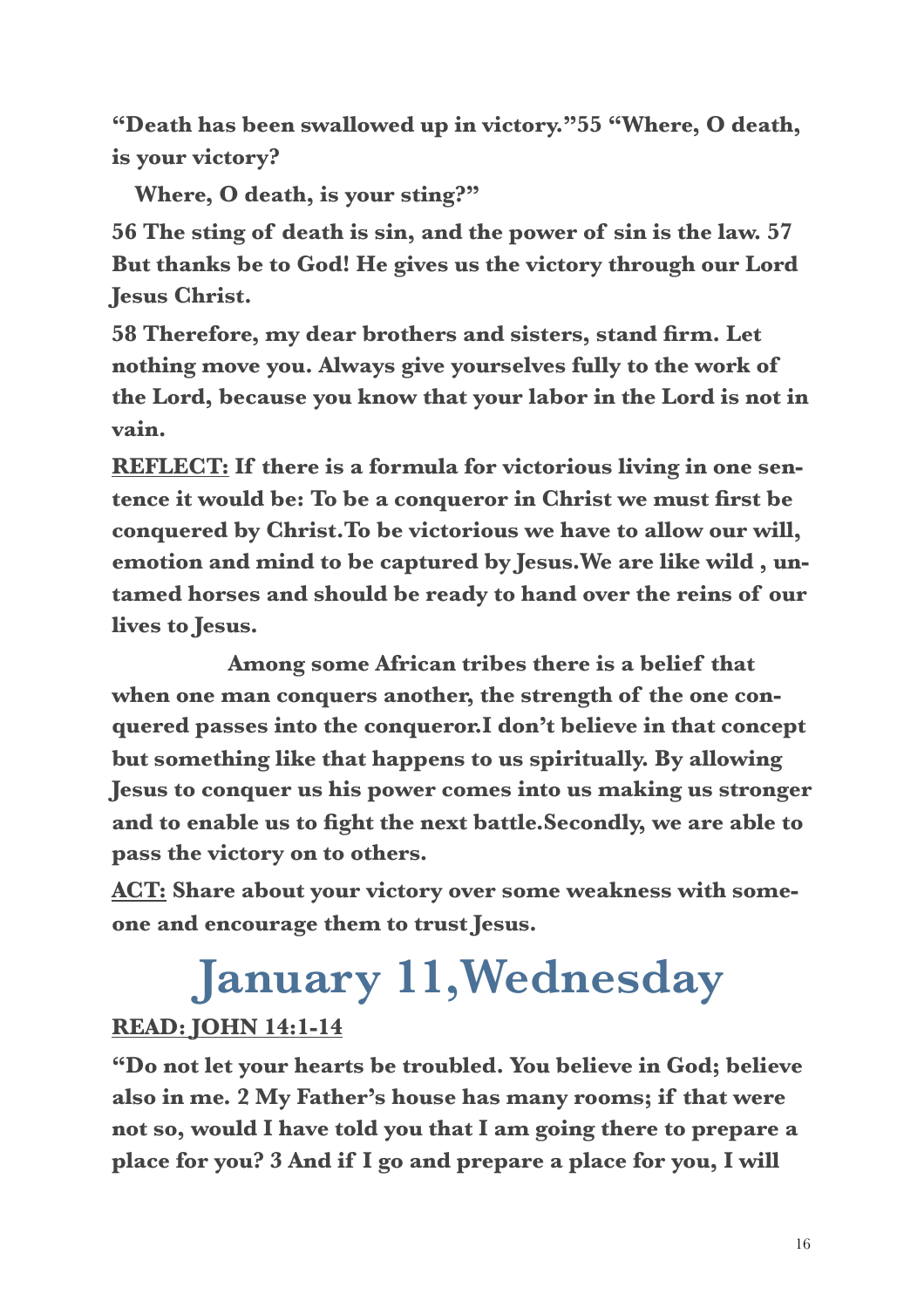**"Death has been swallowed up in victory."55 "Where, O death, is your victory?**

**Where, O death, is your sting?"**

**56 The sting of death is sin, and the power of sin is the law. 57 But thanks be to God! He gives us the victory through our Lord Jesus Christ.**

**58 Therefore, my dear brothers and sisters, stand firm. Let nothing move you. Always give yourselves fully to the work of the Lord, because you know that your labor in the Lord is not in vain.**

**<u>REFLECT:</u> If there is a formula for victorious living in one sentence it would be: To be a conqueror in Christ we must first be conquered by Christ.To be victorious we have to allow our will, emotion and mind to be captured by Jesus.We are like wild , untamed horses and should be ready to hand over the reins of our lives to Jesus.**

**Among some African tribes there is a belief that when one man conquers another, the strength of the one conquered passes into the conqueror.I don't believe in that concept but something like that happens to us spiritually. By allowing Jesus to conquer us his power comes into us making us stronger and to enable us to fight the next battle.Secondly, we are able to pass the victory on to others.**

**<u>ACT:</u> Share about your victory over some weakness with someone and encourage them to trust Jesus.**

# January 11,Wednesday

**<u>READ: JOHN 14:1-14</u>**

**"Do not let your hearts be troubled. You believe in God; believe also in me. 2 My Father's house has many rooms; if that were not so, would I have told you that I am going there to prepare a place for you? 3 And if I go and prepare a place for you, I will**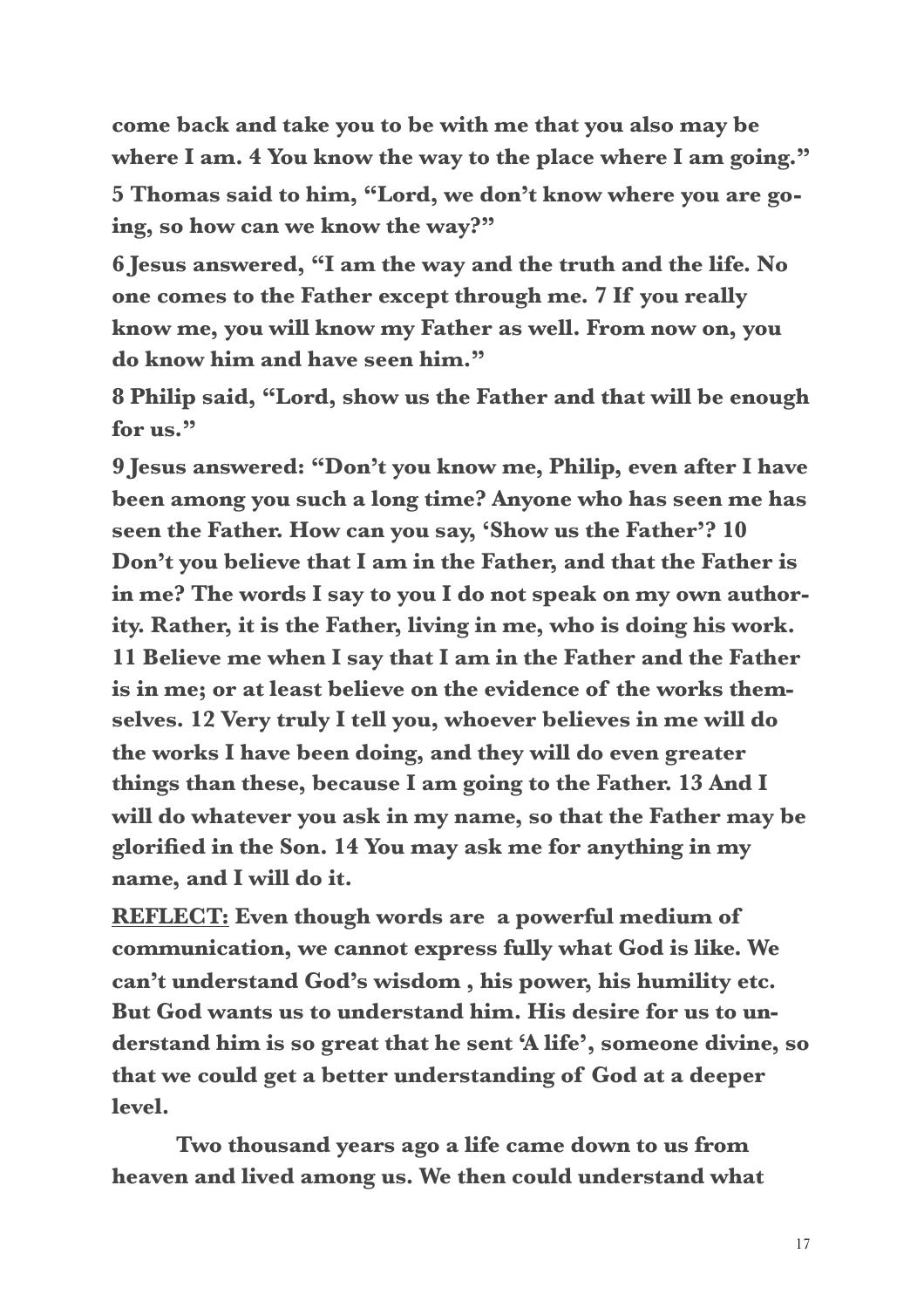**come back and take you to be with me that you also may be where I am. 4 You know the way to the place where I am going."**

**5 Thomas said to him, "Lord, we don't know where you are going, so how can we know the way?"**

**6 Jesus answered, "I am the way and the truth and the life. No one comes to the Father except through me. 7 If you really know me, you will know my Father as well. From now on, you do know him and have seen him."**

**8 Philip said, "Lord, show us the Father and that will be enough for us."**

**9 Jesus answered: "Don't you know me, Philip, even after I have been among you such a long time? Anyone who has seen me has seen the Father. How can you say, 'Show us the Father'? 10 Don't you believe that I am in the Father, and that the Father is in me? The words I say to you I do not speak on my own authority. Rather, it is the Father, living in me, who is doing his work. 11 Believe me when I say that I am in the Father and the Father is in me; or at least believe on the evidence of the works themselves. 12 Very truly I tell you, whoever believes in me will do the works I have been doing, and they will do even greater things than these, because I am going to the Father. 13 And I will do whatever you ask in my name, so that the Father may be glorified in the Son. 14 You may ask me for anything in my name, and I will do it.**

**<u>REFLECT:</u> Even though words are a powerful medium of communication, we cannot express fully what God is like. We can't understand God's wisdom , his power, his humility etc. But God wants us to understand him. His desire for us to understand him is so great that he sent 'A life', someone divine, so that we could get a better understanding of God at a deeper level.**

**Two thousand years ago a life came down to us from heaven and lived among us. We then could understand what**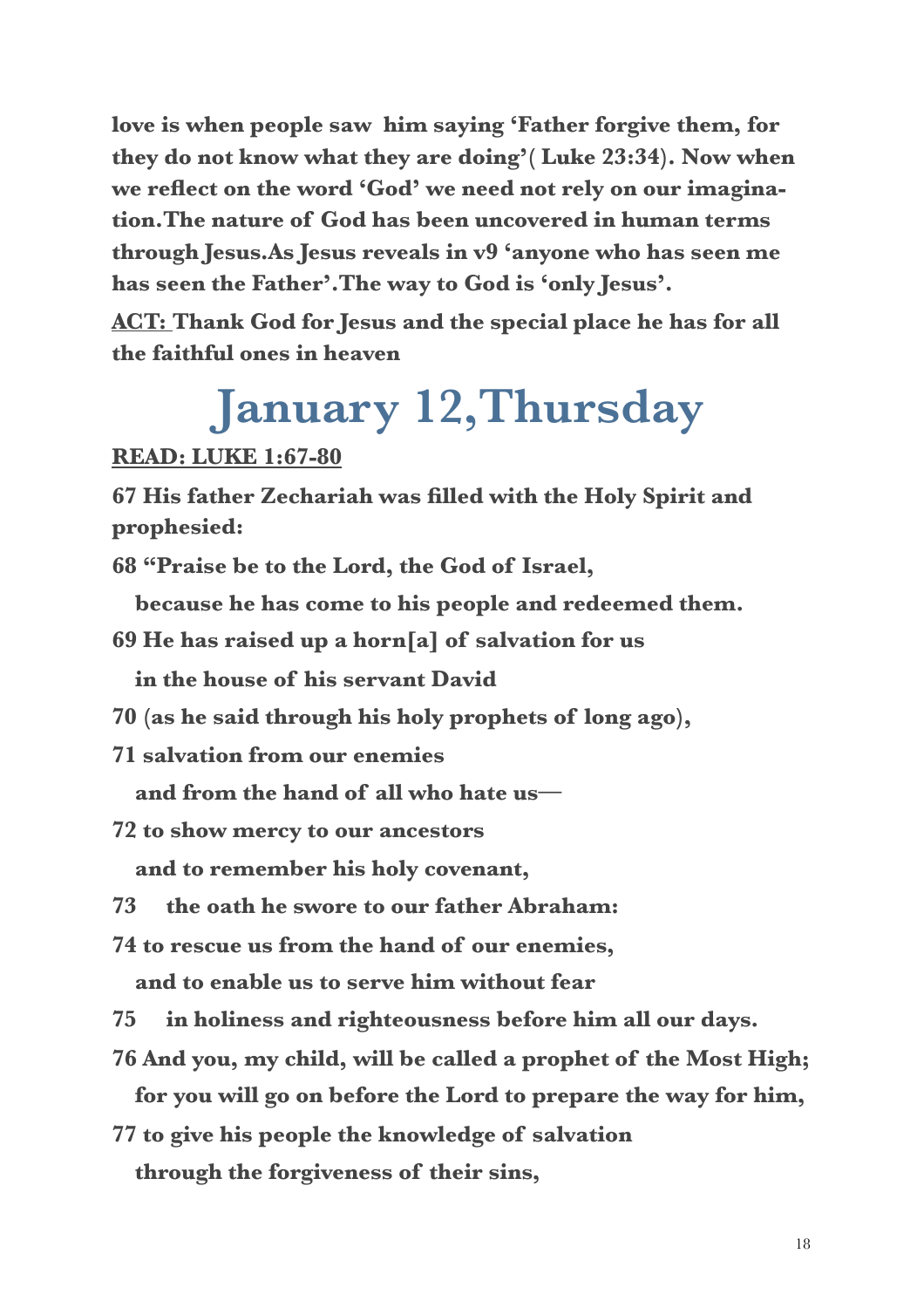**love is when people saw him saying 'Father forgive them, for they do not know what they are doing'( Luke 23:34). Now when we reflect on the word 'God' we need not rely on our imagination.The nature of God has been uncovered in human terms through Jesus.As Jesus reveals in v9 'anyone who has seen me has seen the Father'.The way to God is 'only Jesus'.**

**ACT: Thank God for Jesus and the special place he has for all the faithful ones in heaven**

# January 12,Thursday

**READ: LUKE 1:67-80**

**67 His father Zechariah was filled with the Holy Spirit and prophesied:**

**68 "Praise be to the Lord, the God of Israel,**
**because he has come to his people and redeemed them.**

**69 He has raised up a horn[a] of salvation for us**
**in the house of his servant David**

**70 (as he said through his holy prophets of long ago),**

**71 salvation from our enemies**
**and from the hand of all who hate us—**

**72 to show mercy to our ancestors**
**and to remember his holy covenant,**

**73 the oath he swore to our father Abraham:**

**74 to rescue us from the hand of our enemies,**
**and to enable us to serve him without fear**

**75 in holiness and righteousness before him all our days.**

**76 And you, my child, will be called a prophet of the Most High;**
**for you will go on before the Lord to prepare the way for him,**

**77 to give his people the knowledge of salvation**
**through the forgiveness of their sins,**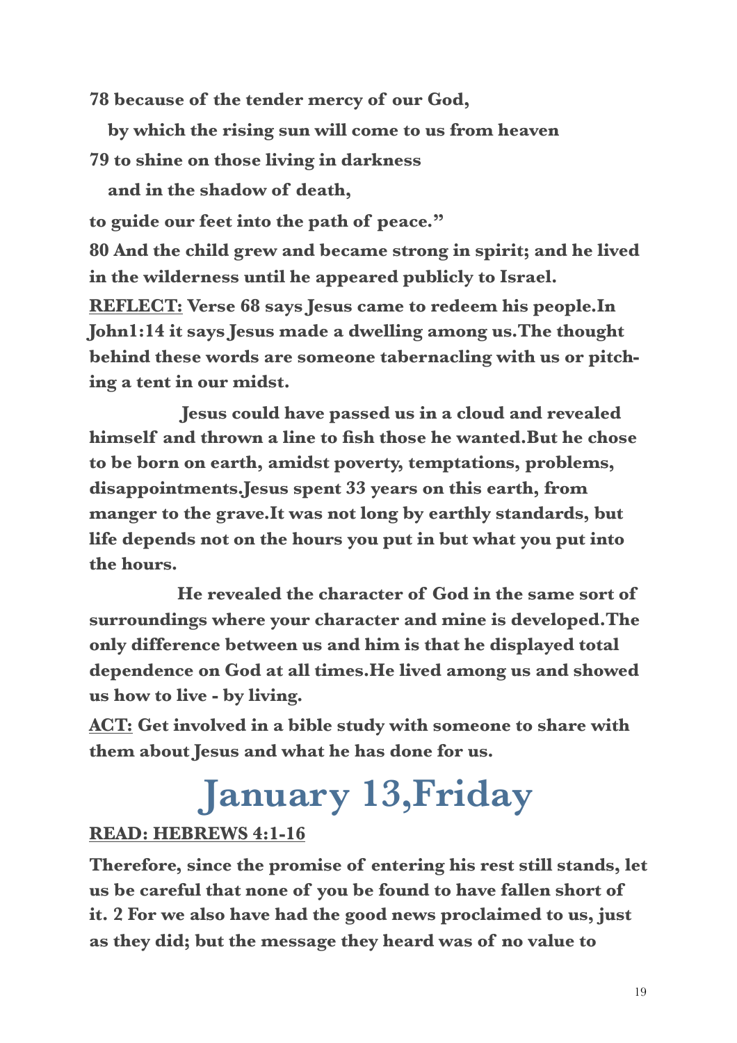**78 because of the tender mercy of our God,**

**by which the rising sun will come to us from heaven**

**79 to shine on those living in darkness**

**and in the shadow of death,**

**to guide our feet into the path of peace."**

**80 And the child grew and became strong in spirit; and he lived in the wilderness until he appeared publicly to Israel.**

**<u>REFLECT:</u> Verse 68 says Jesus came to redeem his people.In John1:14 it says Jesus made a dwelling among us.The thought behind these words are someone tabernacling with us or pitching a tent in our midst.**

**Jesus could have passed us in a cloud and revealed himself and thrown a line to fish those he wanted.But he chose to be born on earth, amidst poverty, temptations, problems, disappointments.Jesus spent 33 years on this earth, from manger to the grave.It was not long by earthly standards, but life depends not on the hours you put in but what you put into the hours.**

**He revealed the character of God in the same sort of surroundings where your character and mine is developed.The only difference between us and him is that he displayed total dependence on God at all times.He lived among us and showed us how to live - by living.**

**<u>ACT:</u> Get involved in a bible study with someone to share with them about Jesus and what he has done for us.**

# January 13,Friday

**<u>READ: HEBREWS 4:1-16</u>**

**Therefore, since the promise of entering his rest still stands, let us be careful that none of you be found to have fallen short of it. 2 For we also have had the good news proclaimed to us, just as they did; but the message they heard was of no value to**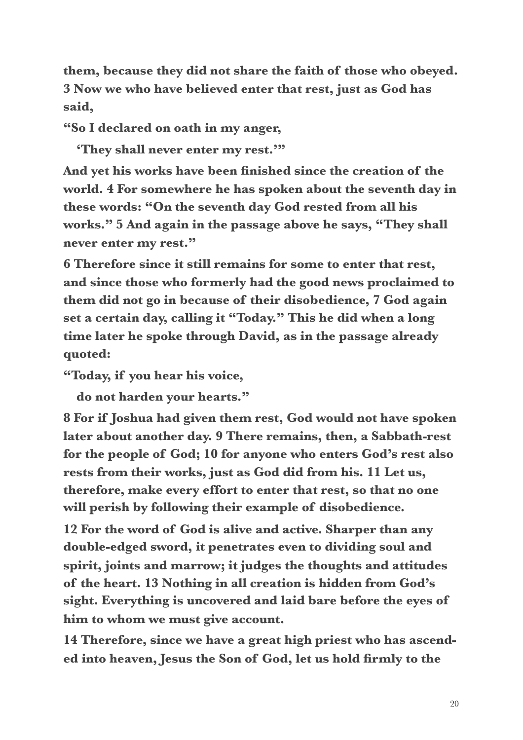**them, because they did not share the faith of those who obeyed. 3 Now we who have believed enter that rest, just as God has said,**

**"So I declared on oath in my anger,**

**'They shall never enter my rest.'"**

**And yet his works have been finished since the creation of the world. 4 For somewhere he has spoken about the seventh day in these words: "On the seventh day God rested from all his works." 5 And again in the passage above he says, "They shall never enter my rest."**

**6 Therefore since it still remains for some to enter that rest, and since those who formerly had the good news proclaimed to them did not go in because of their disobedience, 7 God again set a certain day, calling it "Today." This he did when a long time later he spoke through David, as in the passage already quoted:**

**"Today, if you hear his voice,**

**do not harden your hearts."**

**8 For if Joshua had given them rest, God would not have spoken later about another day. 9 There remains, then, a Sabbath-rest for the people of God; 10 for anyone who enters God's rest also rests from their works, just as God did from his. 11 Let us, therefore, make every effort to enter that rest, so that no one will perish by following their example of disobedience.**

**12 For the word of God is alive and active. Sharper than any double-edged sword, it penetrates even to dividing soul and spirit, joints and marrow; it judges the thoughts and attitudes of the heart. 13 Nothing in all creation is hidden from God's sight. Everything is uncovered and laid bare before the eyes of him to whom we must give account.**

**14 Therefore, since we have a great high priest who has ascended into heaven, Jesus the Son of God, let us hold firmly to the**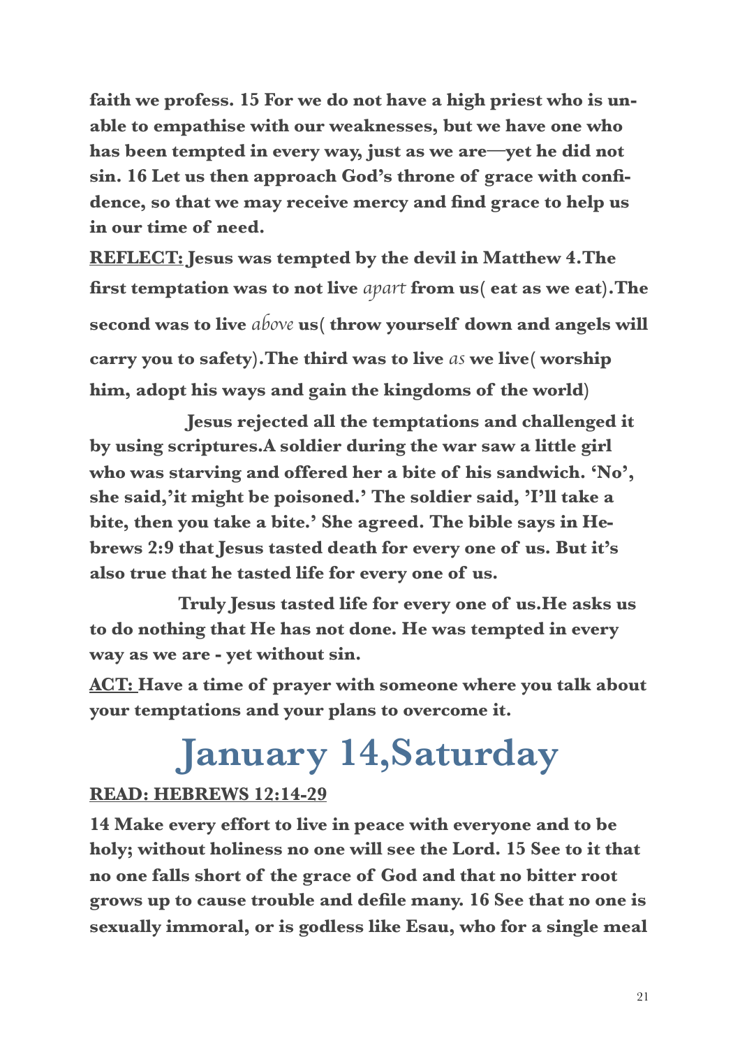**faith we profess. 15 For we do not have a high priest who is unable to empathise with our weaknesses, but we have one who has been tempted in every way, just as we are—yet he did not sin. 16 Let us then approach God's throne of grace with confidence, so that we may receive mercy and find grace to help us in our time of need.**

**<u>REFLECT:</u> Jesus was tempted by the devil in Matthew 4.The first temptation was to not live *apart* from us( eat as we eat).The second was to live *above* us( throw yourself down and angels will carry you to safety).The third was to live *as* we live( worship him, adopt his ways and gain the kingdoms of the world)**

**Jesus rejected all the temptations and challenged it by using scriptures.A soldier during the war saw a little girl who was starving and offered her a bite of his sandwich. 'No', she said,'it might be poisoned.' The soldier said, 'I'll take a bite, then you take a bite.' She agreed. The bible says in Hebrews 2:9 that Jesus tasted death for every one of us. But it's also true that he tasted life for every one of us.**

**Truly Jesus tasted life for every one of us.He asks us to do nothing that He has not done. He was tempted in every way as we are - yet without sin.**

**<u>ACT:</u> Have a time of prayer with someone where you talk about your temptations and your plans to overcome it.**

# January 14,Saturday

**<u>READ: HEBREWS 12:14-29</u>**

**14 Make every effort to live in peace with everyone and to be holy; without holiness no one will see the Lord. 15 See to it that no one falls short of the grace of God and that no bitter root grows up to cause trouble and defile many. 16 See that no one is sexually immoral, or is godless like Esau, who for a single meal**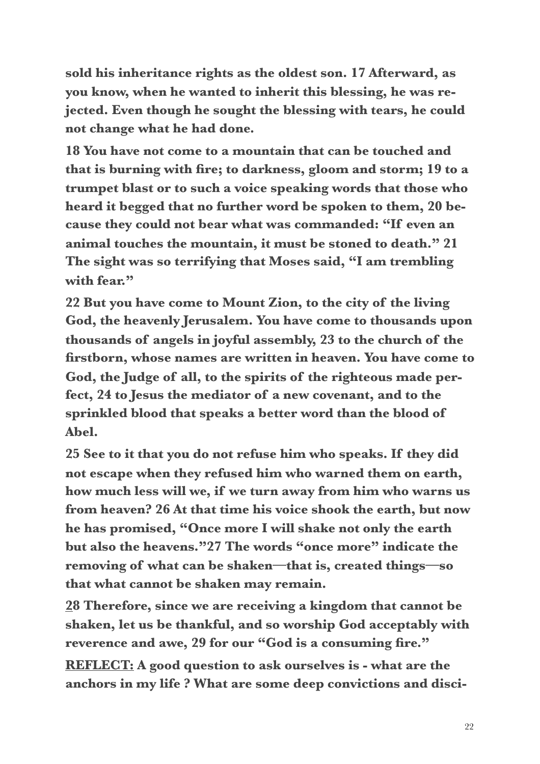**sold his inheritance rights as the oldest son. 17 Afterward, as you know, when he wanted to inherit this blessing, he was rejected. Even though he sought the blessing with tears, he could not change what he had done.**

**18 You have not come to a mountain that can be touched and that is burning with fire; to darkness, gloom and storm; 19 to a trumpet blast or to such a voice speaking words that those who heard it begged that no further word be spoken to them, 20 because they could not bear what was commanded: "If even an animal touches the mountain, it must be stoned to death." 21 The sight was so terrifying that Moses said, "I am trembling with fear."**

**22 But you have come to Mount Zion, to the city of the living God, the heavenly Jerusalem. You have come to thousands upon thousands of angels in joyful assembly, 23 to the church of the firstborn, whose names are written in heaven. You have come to God, the Judge of all, to the spirits of the righteous made perfect, 24 to Jesus the mediator of a new covenant, and to the sprinkled blood that speaks a better word than the blood of Abel.**

**25 See to it that you do not refuse him who speaks. If they did not escape when they refused him who warned them on earth, how much less will we, if we turn away from him who warns us from heaven? 26 At that time his voice shook the earth, but now he has promised, "Once more I will shake not only the earth but also the heavens."27 The words "once more" indicate the removing of what can be shaken—that is, created things—so that what cannot be shaken may remain.**

**28 Therefore, since we are receiving a kingdom that cannot be shaken, let us be thankful, and so worship God acceptably with reverence and awe, 29 for our "God is a consuming fire."**

**<u>REFLECT:</u> A good question to ask ourselves is - what are the anchors in my life ? What are some deep convictions and disci-**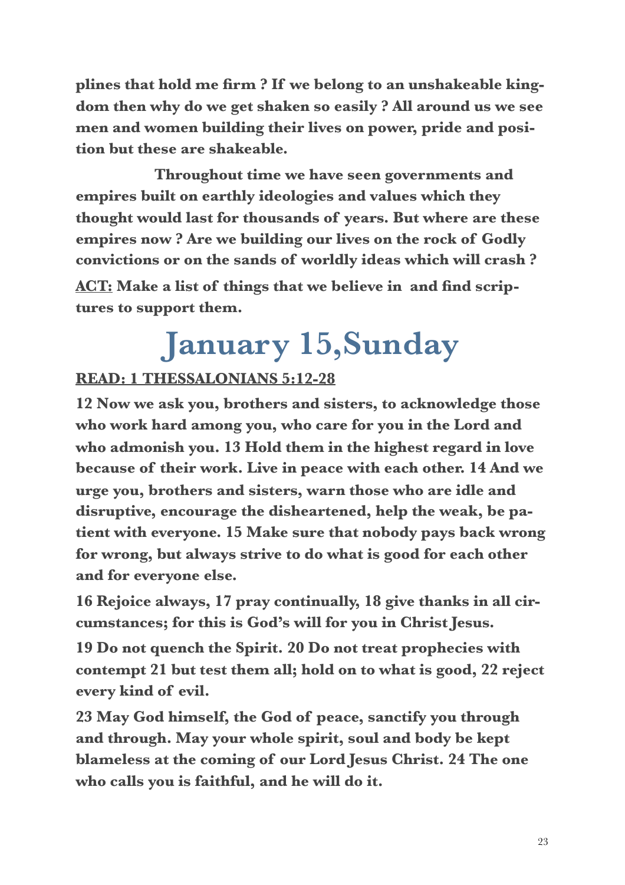**plines that hold me firm ? If we belong to an unshakeable kingdom then why do we get shaken so easily ? All around us we see men and women building their lives on power, pride and position but these are shakeable.**

**Throughout time we have seen governments and empires built on earthly ideologies and values which they thought would last for thousands of years. But where are these empires now ? Are we building our lives on the rock of Godly convictions or on the sands of worldly ideas which will crash ?**

**<u>ACT:</u> Make a list of things that we believe in and find scriptures to support them.**

# January 15,Sunday

**<u>READ: 1 THESSALONIANS 5:12-28</u>**

**12 Now we ask you, brothers and sisters, to acknowledge those who work hard among you, who care for you in the Lord and who admonish you. 13 Hold them in the highest regard in love because of their work. Live in peace with each other. 14 And we urge you, brothers and sisters, warn those who are idle and disruptive, encourage the disheartened, help the weak, be patient with everyone. 15 Make sure that nobody pays back wrong for wrong, but always strive to do what is good for each other and for everyone else.**

**16 Rejoice always, 17 pray continually, 18 give thanks in all circumstances; for this is God's will for you in Christ Jesus.**

**19 Do not quench the Spirit. 20 Do not treat prophecies with contempt 21 but test them all; hold on to what is good, 22 reject every kind of evil.**

**23 May God himself, the God of peace, sanctify you through and through. May your whole spirit, soul and body be kept blameless at the coming of our Lord Jesus Christ. 24 The one who calls you is faithful, and he will do it.**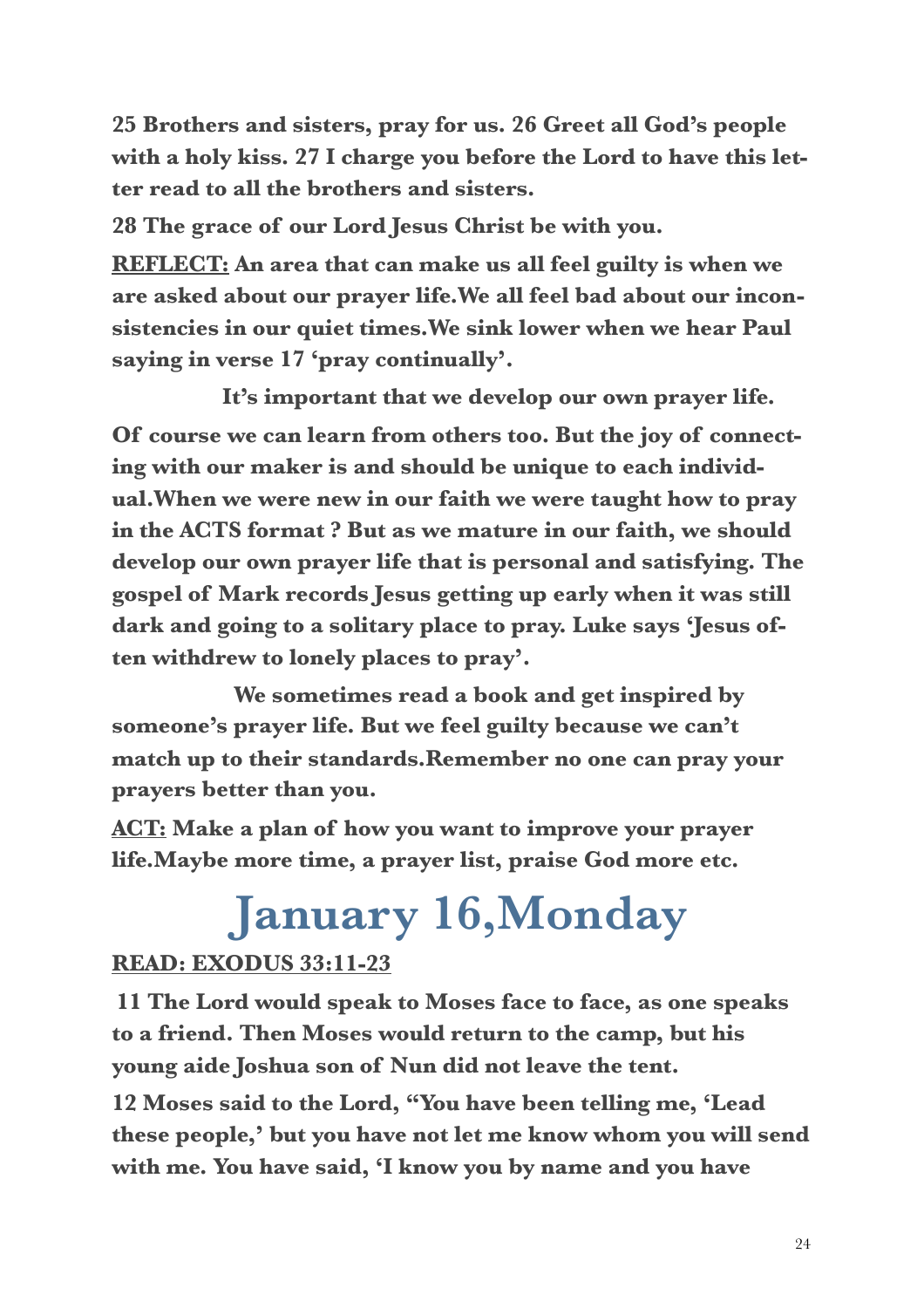**25 Brothers and sisters, pray for us. 26 Greet all God's people with a holy kiss. 27 I charge you before the Lord to have this letter read to all the brothers and sisters.**

**28 The grace of our Lord Jesus Christ be with you.**

**<u>REFLECT:</u> An area that can make us all feel guilty is when we are asked about our prayer life.We all feel bad about our inconsistencies in our quiet times.We sink lower when we hear Paul saying in verse 17 'pray continually'.**

**It's important that we develop our own prayer life. Of course we can learn from others too. But the joy of connecting with our maker is and should be unique to each individual.When we were new in our faith we were taught how to pray in the ACTS format ? But as we mature in our faith, we should develop our own prayer life that is personal and satisfying. The gospel of Mark records Jesus getting up early when it was still dark and going to a solitary place to pray. Luke says 'Jesus often withdrew to lonely places to pray'.**

**We sometimes read a book and get inspired by someone's prayer life. But we feel guilty because we can't match up to their standards.Remember no one can pray your prayers better than you.**

**<u>ACT:</u> Make a plan of how you want to improve your prayer life.Maybe more time, a prayer list, praise God more etc.**

# January 16,Monday

**<u>READ: EXODUS 33:11-23</u>**

**11 The Lord would speak to Moses face to face, as one speaks to a friend. Then Moses would return to the camp, but his young aide Joshua son of Nun did not leave the tent.**

**12 Moses said to the Lord, "You have been telling me, 'Lead these people,' but you have not let me know whom you will send with me. You have said, 'I know you by name and you have**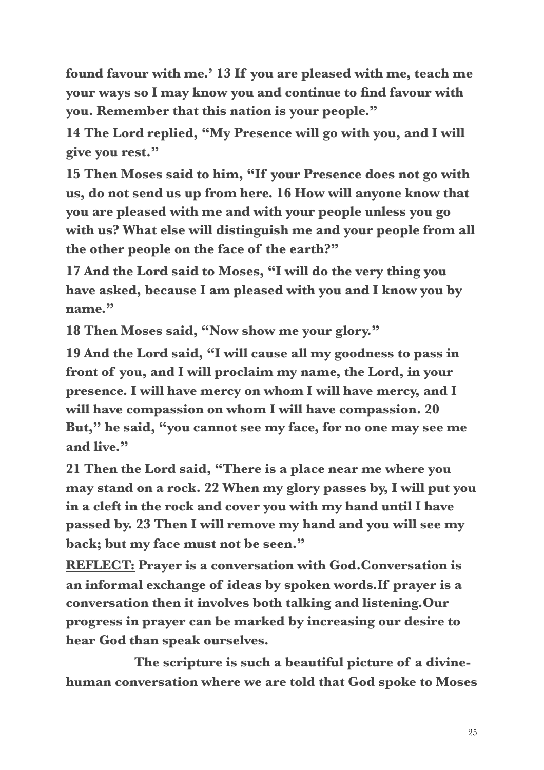**found favour with me.' 13 If you are pleased with me, teach me your ways so I may know you and continue to find favour with you. Remember that this nation is your people."**

**14 The Lord replied, "My Presence will go with you, and I will give you rest."**

**15 Then Moses said to him, "If your Presence does not go with us, do not send us up from here. 16 How will anyone know that you are pleased with me and with your people unless you go with us? What else will distinguish me and your people from all the other people on the face of the earth?"**

**17 And the Lord said to Moses, "I will do the very thing you have asked, because I am pleased with you and I know you by name."**

**18 Then Moses said, "Now show me your glory."**

**19 And the Lord said, "I will cause all my goodness to pass in front of you, and I will proclaim my name, the Lord, in your presence. I will have mercy on whom I will have mercy, and I will have compassion on whom I will have compassion. 20 But," he said, "you cannot see my face, for no one may see me and live."**

**21 Then the Lord said, "There is a place near me where you may stand on a rock. 22 When my glory passes by, I will put you in a cleft in the rock and cover you with my hand until I have passed by. 23 Then I will remove my hand and you will see my back; but my face must not be seen."**

**<u>REFLECT:</u> Prayer is a conversation with God.Conversation is an informal exchange of ideas by spoken words.If prayer is a conversation then it involves both talking and listening.Our progress in prayer can be marked by increasing our desire to hear God than speak ourselves.**

**The scripture is such a beautiful picture of a divine-human conversation where we are told that God spoke to Moses**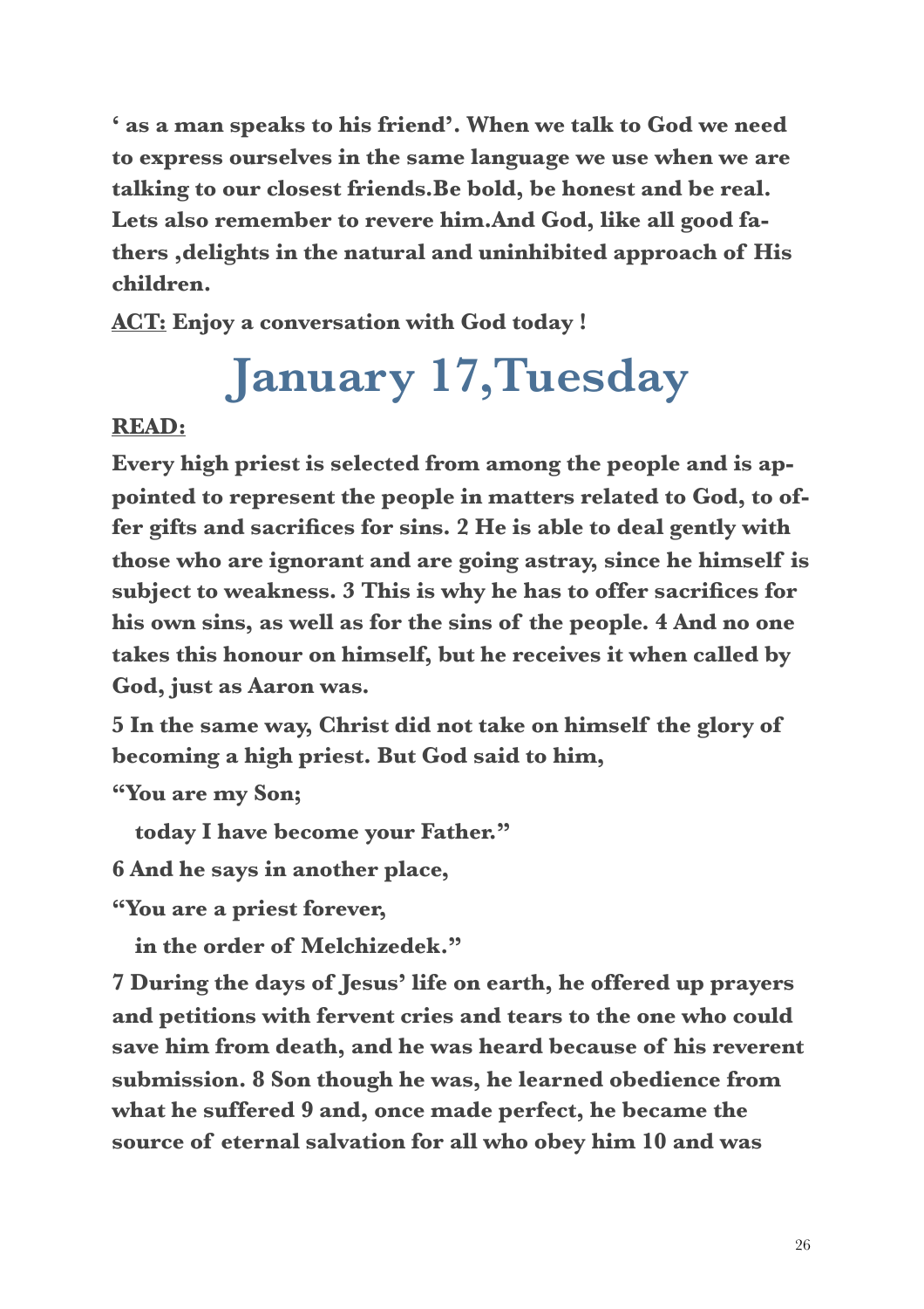**' as a man speaks to his friend'. When we talk to God we need to express ourselves in the same language we use when we are talking to our closest friends.Be bold, be honest and be real. Lets also remember to revere him.And God, like all good fathers ,delights in the natural and uninhibited approach of His children.**

**ACT: Enjoy a conversation with God today !**

# January 17,Tuesday

**READ:**

**Every high priest is selected from among the people and is appointed to represent the people in matters related to God, to offer gifts and sacrifices for sins. 2 He is able to deal gently with those who are ignorant and are going astray, since he himself is subject to weakness. 3 This is why he has to offer sacrifices for his own sins, as well as for the sins of the people. 4 And no one takes this honour on himself, but he receives it when called by God, just as Aaron was.**

**5 In the same way, Christ did not take on himself the glory of becoming a high priest. But God said to him,**

**"You are my Son;**

**today I have become your Father."**

**6 And he says in another place,**

**"You are a priest forever,**

**in the order of Melchizedek."**

**7 During the days of Jesus' life on earth, he offered up prayers and petitions with fervent cries and tears to the one who could save him from death, and he was heard because of his reverent submission. 8 Son though he was, he learned obedience from what he suffered 9 and, once made perfect, he became the source of eternal salvation for all who obey him 10 and was**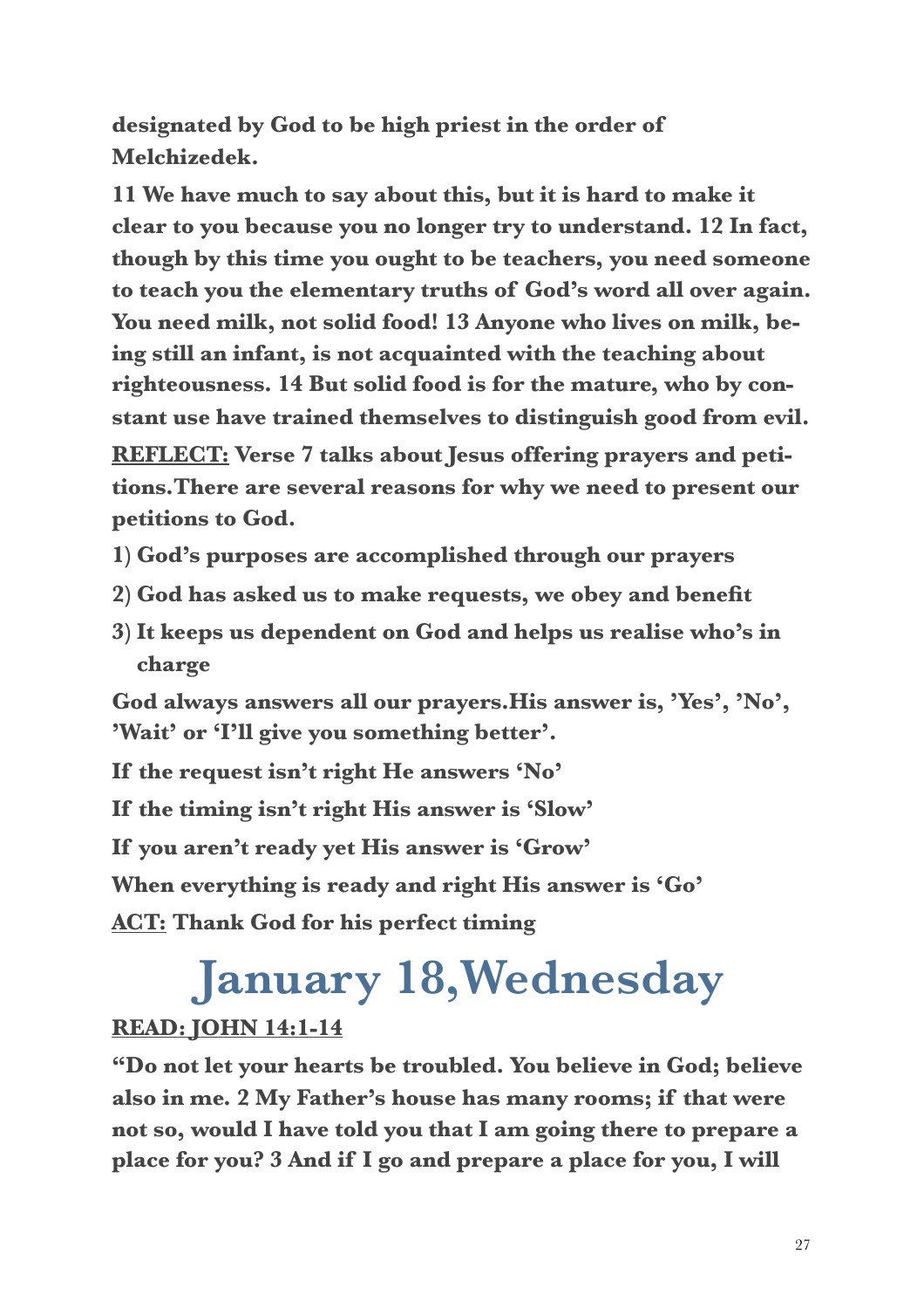**designated by God to be high priest in the order of Melchizedek.**

**11 We have much to say about this, but it is hard to make it clear to you because you no longer try to understand. 12 In fact, though by this time you ought to be teachers, you need someone to teach you the elementary truths of God's word all over again. You need milk, not solid food! 13 Anyone who lives on milk, being still an infant, is not acquainted with the teaching about righteousness. 14 But solid food is for the mature, who by constant use have trained themselves to distinguish good from evil.**

**<u>REFLECT:</u> Verse 7 talks about Jesus offering prayers and petitions.There are several reasons for why we need to present our petitions to God.**

1) **God's purposes are accomplished through our prayers**
2) **God has asked us to make requests, we obey and benefit**
3) **It keeps us dependent on God and helps us realise who's in charge**

**God always answers all our prayers.His answer is, 'Yes', 'No', 'Wait' or 'I'll give you something better'.**

**If the request isn't right He answers 'No'**

**If the timing isn't right His answer is 'Slow'**

**If you aren't ready yet His answer is 'Grow'**

**When everything is ready and right His answer is 'Go'**

**<u>ACT:</u> Thank God for his perfect timing**

# January 18,Wednesday

**<u>READ: JOHN 14:1-14</u>**

**"Do not let your hearts be troubled. You believe in God; believe also in me. 2 My Father's house has many rooms; if that were not so, would I have told you that I am going there to prepare a place for you? 3 And if I go and prepare a place for you, I will**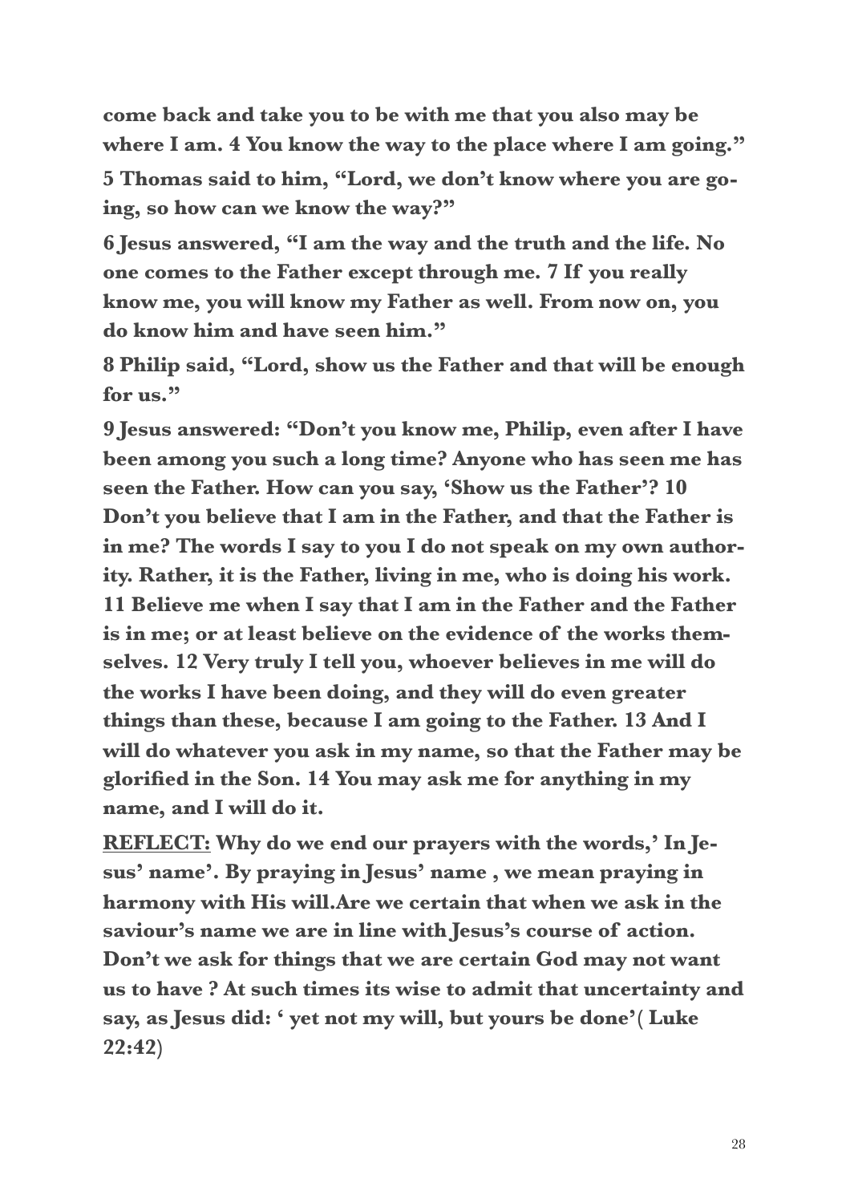**come back and take you to be with me that you also may be where I am. 4 You know the way to the place where I am going."**

**5 Thomas said to him, "Lord, we don't know where you are going, so how can we know the way?"**

**6 Jesus answered, "I am the way and the truth and the life. No one comes to the Father except through me. 7 If you really know me, you will know my Father as well. From now on, you do know him and have seen him."**

**8 Philip said, "Lord, show us the Father and that will be enough for us."**

**9 Jesus answered: "Don't you know me, Philip, even after I have been among you such a long time? Anyone who has seen me has seen the Father. How can you say, 'Show us the Father'? 10 Don't you believe that I am in the Father, and that the Father is in me? The words I say to you I do not speak on my own authority. Rather, it is the Father, living in me, who is doing his work. 11 Believe me when I say that I am in the Father and the Father is in me; or at least believe on the evidence of the works themselves. 12 Very truly I tell you, whoever believes in me will do the works I have been doing, and they will do even greater things than these, because I am going to the Father. 13 And I will do whatever you ask in my name, so that the Father may be glorified in the Son. 14 You may ask me for anything in my name, and I will do it.**

**<u>REFLECT:</u> Why do we end our prayers with the words,' In Jesus' name'. By praying in Jesus' name , we mean praying in harmony with His will.Are we certain that when we ask in the saviour's name we are in line with Jesus's course of action. Don't we ask for things that we are certain God may not want us to have ? At such times its wise to admit that uncertainty and say, as Jesus did: ' yet not my will, but yours be done'( Luke 22:42)**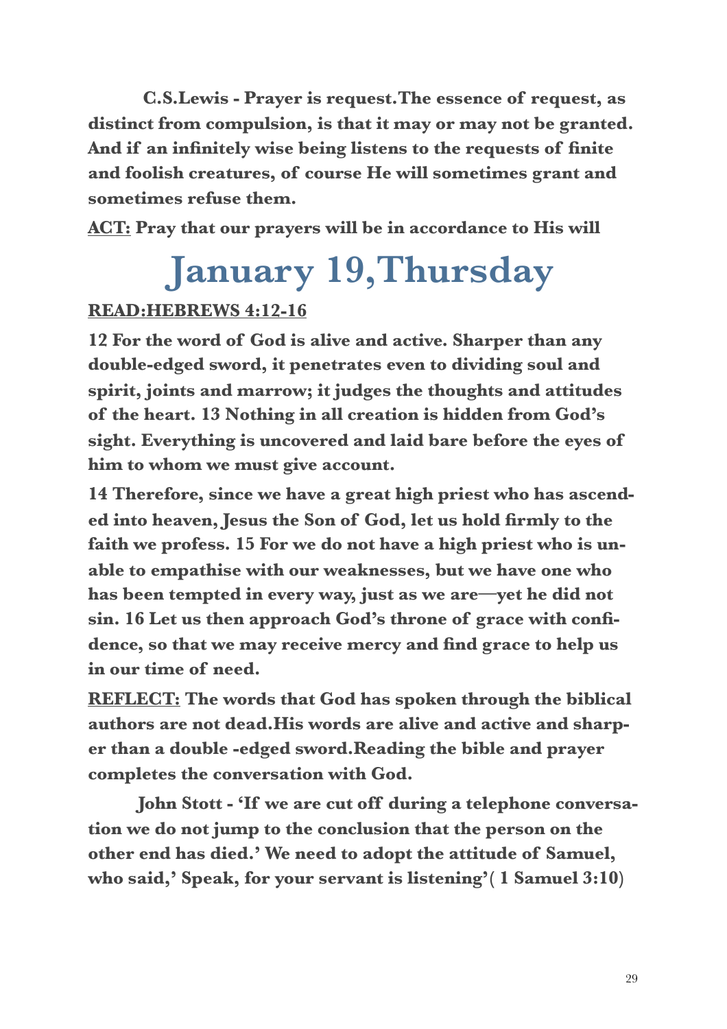**C.S.Lewis - Prayer is request.The essence of request, as distinct from compulsion, is that it may or may not be granted. And if an infinitely wise being listens to the requests of finite and foolish creatures, of course He will sometimes grant and sometimes refuse them.**

**ACT: Pray that our prayers will be in accordance to His will**

# January 19,Thursday

**READ:HEBREWS 4:12-16**

**12 For the word of God is alive and active. Sharper than any double-edged sword, it penetrates even to dividing soul and spirit, joints and marrow; it judges the thoughts and attitudes of the heart. 13 Nothing in all creation is hidden from God's sight. Everything is uncovered and laid bare before the eyes of him to whom we must give account.**

**14 Therefore, since we have a great high priest who has ascended into heaven, Jesus the Son of God, let us hold firmly to the faith we profess. 15 For we do not have a high priest who is unable to empathise with our weaknesses, but we have one who has been tempted in every way, just as we are—yet he did not sin. 16 Let us then approach God's throne of grace with confidence, so that we may receive mercy and find grace to help us in our time of need.**

**REFLECT: The words that God has spoken through the biblical authors are not dead.His words are alive and active and sharper than a double -edged sword.Reading the bible and prayer completes the conversation with God.**

**John Stott - 'If we are cut off during a telephone conversation we do not jump to the conclusion that the person on the other end has died.' We need to adopt the attitude of Samuel, who said,' Speak, for your servant is listening'( 1 Samuel 3:10)**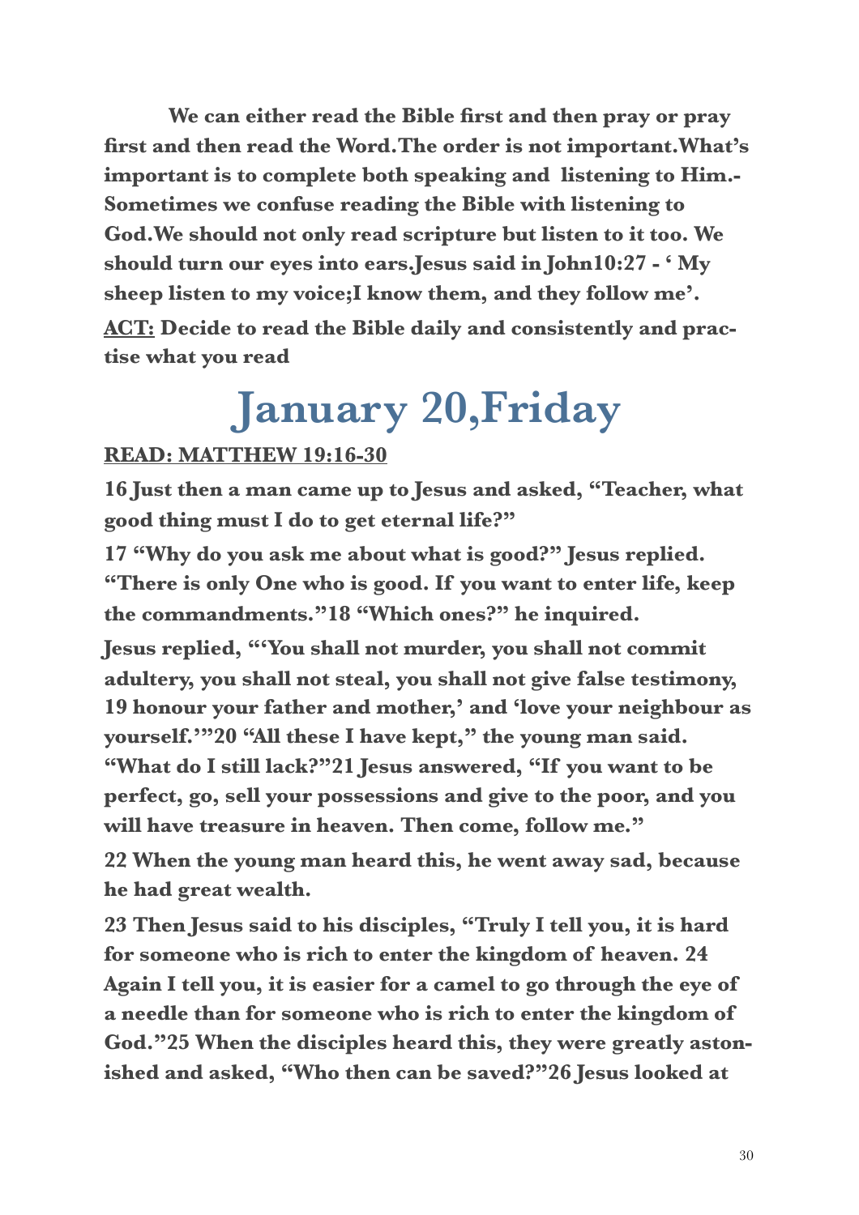**We can either read the Bible first and then pray or pray first and then read the Word.The order is not important.What's important is to complete both speaking and listening to Him.- Sometimes we confuse reading the Bible with listening to God.We should not only read scripture but listen to it too. We should turn our eyes into ears.Jesus said in John10:27 - ' My sheep listen to my voice;I know them, and they follow me'.**

**<u>ACT:</u> Decide to read the Bible daily and consistently and practise what you read**

# January 20,Friday

**<u>READ: MATTHEW 19:16-30</u>**

**16 Just then a man came up to Jesus and asked, "Teacher, what good thing must I do to get eternal life?"**

**17 "Why do you ask me about what is good?" Jesus replied. "There is only One who is good. If you want to enter life, keep the commandments."18 "Which ones?" he inquired.**

**Jesus replied, "'You shall not murder, you shall not commit adultery, you shall not steal, you shall not give false testimony, 19 honour your father and mother,' and 'love your neighbour as yourself.'"20 "All these I have kept," the young man said. "What do I still lack?"21 Jesus answered, "If you want to be perfect, go, sell your possessions and give to the poor, and you will have treasure in heaven. Then come, follow me."**

**22 When the young man heard this, he went away sad, because he had great wealth.**

**23 Then Jesus said to his disciples, "Truly I tell you, it is hard for someone who is rich to enter the kingdom of heaven. 24 Again I tell you, it is easier for a camel to go through the eye of a needle than for someone who is rich to enter the kingdom of God."25 When the disciples heard this, they were greatly astonished and asked, "Who then can be saved?"26 Jesus looked at**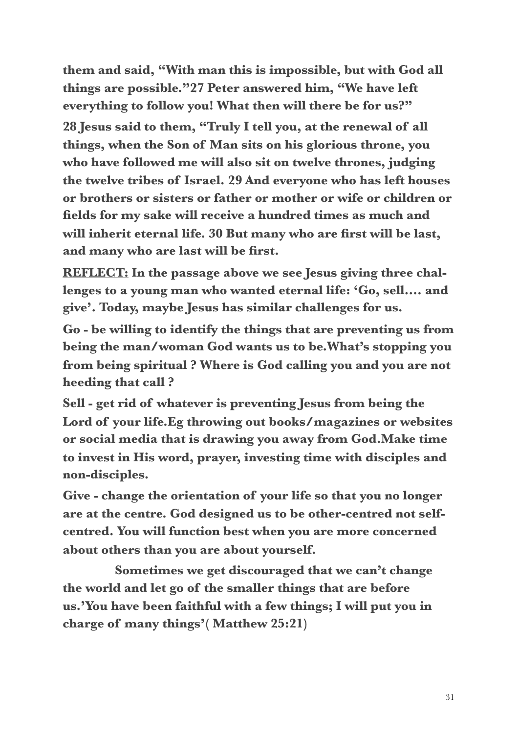**them and said, "With man this is impossible, but with God all things are possible."27 Peter answered him, "We have left everything to follow you! What then will there be for us?"**

**28 Jesus said to them, "Truly I tell you, at the renewal of all things, when the Son of Man sits on his glorious throne, you who have followed me will also sit on twelve thrones, judging the twelve tribes of Israel. 29 And everyone who has left houses or brothers or sisters or father or mother or wife or children or fields for my sake will receive a hundred times as much and will inherit eternal life. 30 But many who are first will be last, and many who are last will be first.**

**<u>REFLECT:</u> In the passage above we see Jesus giving three challenges to a young man who wanted eternal life: 'Go, sell…. and give'. Today, maybe Jesus has similar challenges for us.**

**Go - be willing to identify the things that are preventing us from being the man/woman God wants us to be.What's stopping you from being spiritual ? Where is God calling you and you are not heeding that call ?**

**Sell - get rid of whatever is preventing Jesus from being the Lord of your life.Eg throwing out books/magazines or websites or social media that is drawing you away from God.Make time to invest in His word, prayer, investing time with disciples and non-disciples.**

**Give - change the orientation of your life so that you no longer are at the centre. God designed us to be other-centred not self-centred. You will function best when you are more concerned about others than you are about yourself.**

**Sometimes we get discouraged that we can't change the world and let go of the smaller things that are before us.'You have been faithful with a few things; I will put you in charge of many things'( Matthew 25:21)**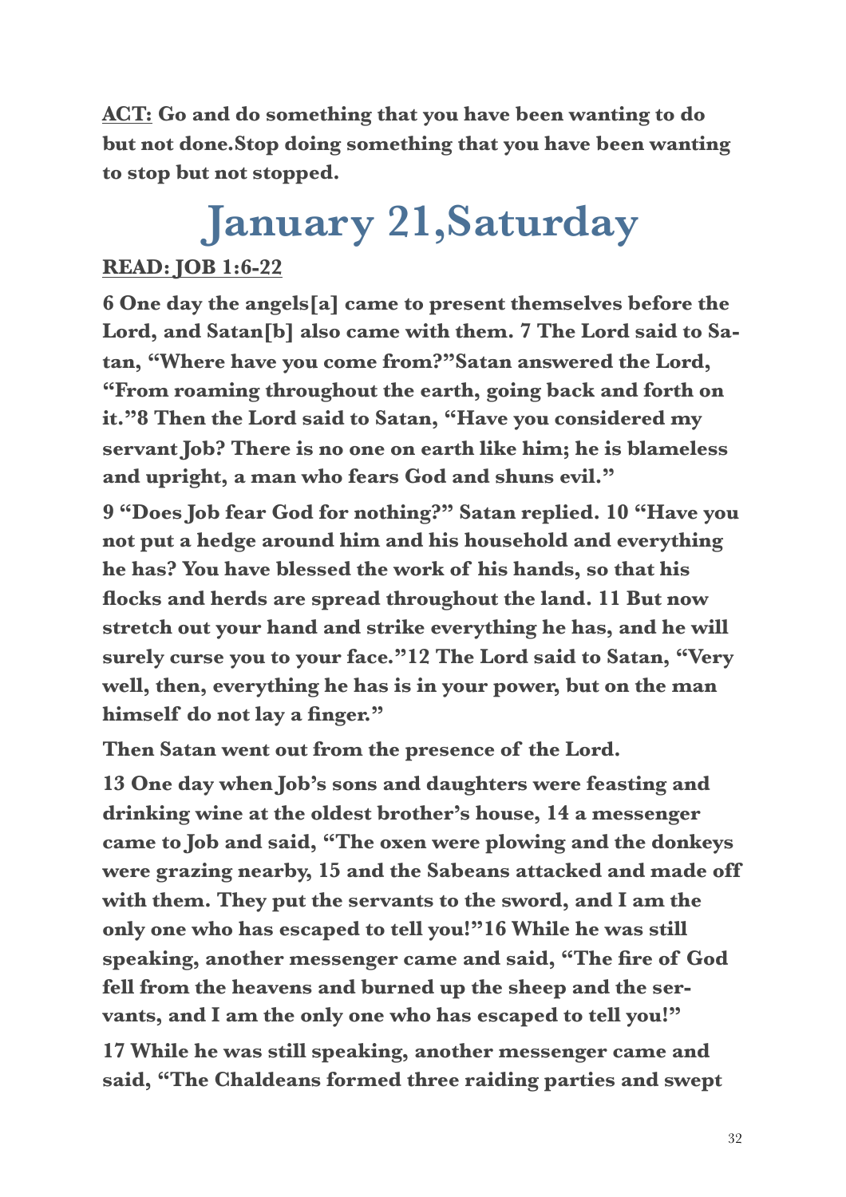**<u>ACT:</u> Go and do something that you have been wanting to do but not done.Stop doing something that you have been wanting to stop but not stopped.**

# January 21,Saturday

**<u>READ: JOB 1:6-22</u>**

**6 One day the angels[a] came to present themselves before the Lord, and Satan[b] also came with them. 7 The Lord said to Satan, "Where have you come from?"Satan answered the Lord, "From roaming throughout the earth, going back and forth on it."8 Then the Lord said to Satan, "Have you considered my servant Job? There is no one on earth like him; he is blameless and upright, a man who fears God and shuns evil."**

**9 "Does Job fear God for nothing?" Satan replied. 10 "Have you not put a hedge around him and his household and everything he has? You have blessed the work of his hands, so that his flocks and herds are spread throughout the land. 11 But now stretch out your hand and strike everything he has, and he will surely curse you to your face."12 The Lord said to Satan, "Very well, then, everything he has is in your power, but on the man himself do not lay a finger."**

**Then Satan went out from the presence of the Lord.**

**13 One day when Job's sons and daughters were feasting and drinking wine at the oldest brother's house, 14 a messenger came to Job and said, "The oxen were plowing and the donkeys were grazing nearby, 15 and the Sabeans attacked and made off with them. They put the servants to the sword, and I am the only one who has escaped to tell you!"16 While he was still speaking, another messenger came and said, "The fire of God fell from the heavens and burned up the sheep and the servants, and I am the only one who has escaped to tell you!"**

**17 While he was still speaking, another messenger came and said, "The Chaldeans formed three raiding parties and swept**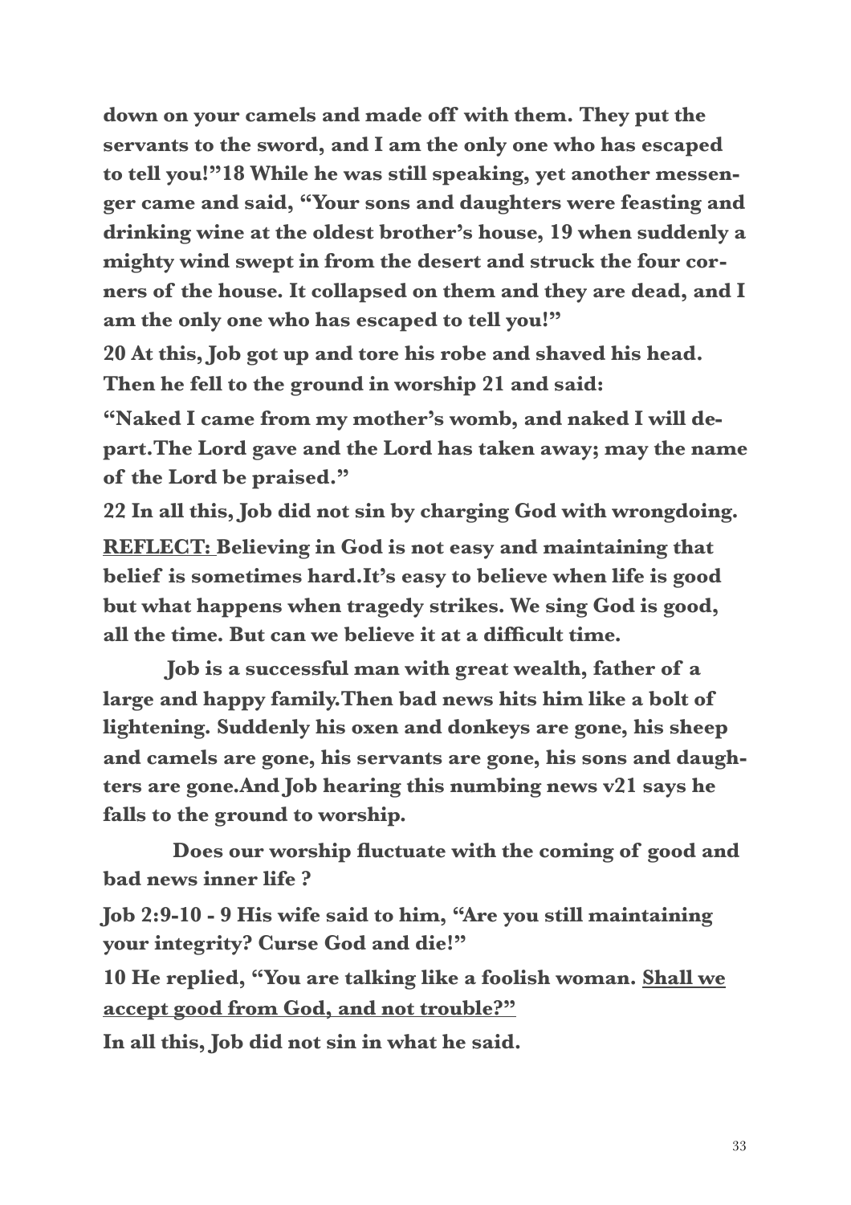**down on your camels and made off with them. They put the servants to the sword, and I am the only one who has escaped to tell you!"18 While he was still speaking, yet another messenger came and said, "Your sons and daughters were feasting and drinking wine at the oldest brother's house, 19 when suddenly a mighty wind swept in from the desert and struck the four corners of the house. It collapsed on them and they are dead, and I am the only one who has escaped to tell you!"**

**20 At this, Job got up and tore his robe and shaved his head. Then he fell to the ground in worship 21 and said:**

**"Naked I came from my mother's womb, and naked I will depart.The Lord gave and the Lord has taken away; may the name of the Lord be praised."**

**22 In all this, Job did not sin by charging God with wrongdoing.**

**<u>REFLECT:</u> Believing in God is not easy and maintaining that belief is sometimes hard.It's easy to believe when life is good but what happens when tragedy strikes. We sing God is good, all the time. But can we believe it at a difficult time.**

**Job is a successful man with great wealth, father of a large and happy family.Then bad news hits him like a bolt of lightening. Suddenly his oxen and donkeys are gone, his sheep and camels are gone, his servants are gone, his sons and daughters are gone.And Job hearing this numbing news v21 says he falls to the ground to worship.**

**Does our worship fluctuate with the coming of good and bad news inner life ?**

**Job 2:9-10 - 9 His wife said to him, "Are you still maintaining your integrity? Curse God and die!"**

**10 He replied, "You are talking like a foolish woman. <u>Shall we accept good from God, and not trouble?"</u>**

**In all this, Job did not sin in what he said.**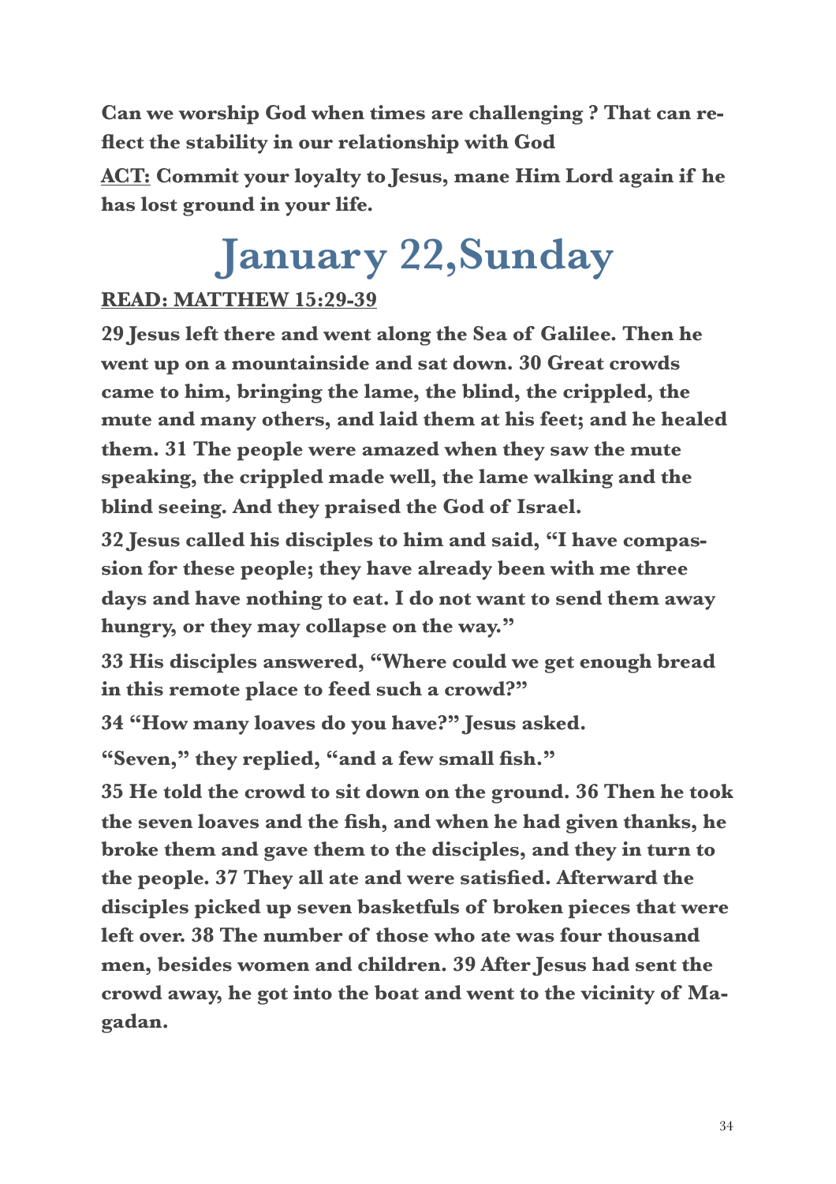**Can we worship God when times are challenging ? That can reflect the stability in our relationship with God**

**ACT: Commit your loyalty to Jesus, mane Him Lord again if he has lost ground in your life.**

# January 22,Sunday

**READ: MATTHEW 15:29-39**

**29 Jesus left there and went along the Sea of Galilee. Then he went up on a mountainside and sat down. 30 Great crowds came to him, bringing the lame, the blind, the crippled, the mute and many others, and laid them at his feet; and he healed them. 31 The people were amazed when they saw the mute speaking, the crippled made well, the lame walking and the blind seeing. And they praised the God of Israel.**

**32 Jesus called his disciples to him and said, "I have compassion for these people; they have already been with me three days and have nothing to eat. I do not want to send them away hungry, or they may collapse on the way."**

**33 His disciples answered, "Where could we get enough bread in this remote place to feed such a crowd?"**

**34 "How many loaves do you have?" Jesus asked.**

**"Seven," they replied, "and a few small fish."**

**35 He told the crowd to sit down on the ground. 36 Then he took the seven loaves and the fish, and when he had given thanks, he broke them and gave them to the disciples, and they in turn to the people. 37 They all ate and were satisfied. Afterward the disciples picked up seven basketfuls of broken pieces that were left over. 38 The number of those who ate was four thousand men, besides women and children. 39 After Jesus had sent the crowd away, he got into the boat and went to the vicinity of Magadan.**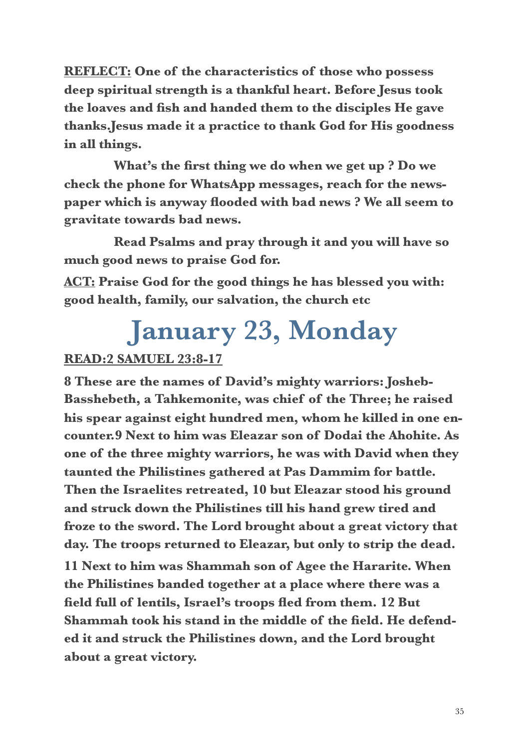**<u>REFLECT:</u> One of the characteristics of those who possess deep spiritual strength is a thankful heart. Before Jesus took the loaves and fish and handed them to the disciples He gave thanks.Jesus made it a practice to thank God for His goodness in all things.**

**What's the first thing we do when we get up ? Do we check the phone for WhatsApp messages, reach for the newspaper which is anyway flooded with bad news ? We all seem to gravitate towards bad news.**

**Read Psalms and pray through it and you will have so much good news to praise God for.**

**<u>ACT:</u> Praise God for the good things he has blessed you with: good health, family, our salvation, the church etc**

# January 23, Monday

**<u>READ:2 SAMUEL 23:8-17</u>**

**8 These are the names of David's mighty warriors: Josheb-Basshebeth, a Tahkemonite, was chief of the Three; he raised his spear against eight hundred men, whom he killed in one encounter.9 Next to him was Eleazar son of Dodai the Ahohite. As one of the three mighty warriors, he was with David when they taunted the Philistines gathered at Pas Dammim for battle. Then the Israelites retreated, 10 but Eleazar stood his ground and struck down the Philistines till his hand grew tired and froze to the sword. The Lord brought about a great victory that day. The troops returned to Eleazar, but only to strip the dead.**

**11 Next to him was Shammah son of Agee the Hararite. When the Philistines banded together at a place where there was a field full of lentils, Israel's troops fled from them. 12 But Shammah took his stand in the middle of the field. He defended it and struck the Philistines down, and the Lord brought about a great victory.**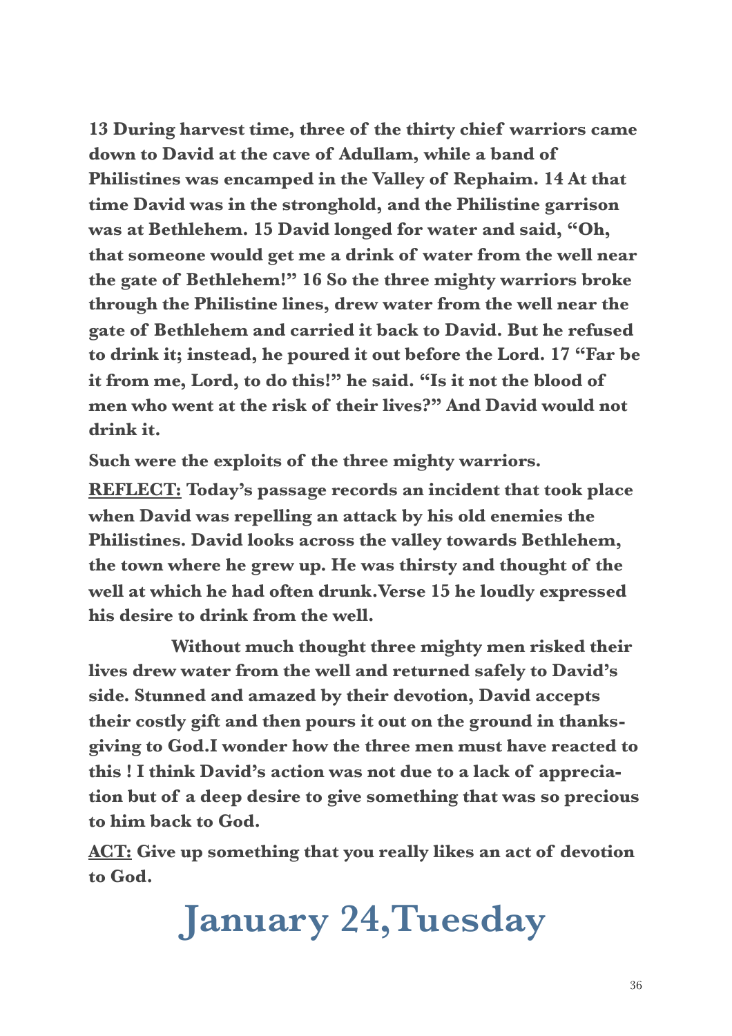**13 During harvest time, three of the thirty chief warriors came down to David at the cave of Adullam, while a band of Philistines was encamped in the Valley of Rephaim. 14 At that time David was in the stronghold, and the Philistine garrison was at Bethlehem. 15 David longed for water and said, "Oh, that someone would get me a drink of water from the well near the gate of Bethlehem!" 16 So the three mighty warriors broke through the Philistine lines, drew water from the well near the gate of Bethlehem and carried it back to David. But he refused to drink it; instead, he poured it out before the Lord. 17 "Far be it from me, Lord, to do this!" he said. "Is it not the blood of men who went at the risk of their lives?" And David would not drink it.**

**Such were the exploits of the three mighty warriors.**

**<u>REFLECT:</u> Today's passage records an incident that took place when David was repelling an attack by his old enemies the Philistines. David looks across the valley towards Bethlehem, the town where he grew up. He was thirsty and thought of the well at which he had often drunk.Verse 15 he loudly expressed his desire to drink from the well.**

**Without much thought three mighty men risked their lives drew water from the well and returned safely to David's side. Stunned and amazed by their devotion, David accepts their costly gift and then pours it out on the ground in thanksgiving to God.I wonder how the three men must have reacted to this ! I think David's action was not due to a lack of appreciation but of a deep desire to give something that was so precious to him back to God.**

**<u>ACT:</u> Give up something that you really likes an act of devotion to God.**

# January 24,Tuesday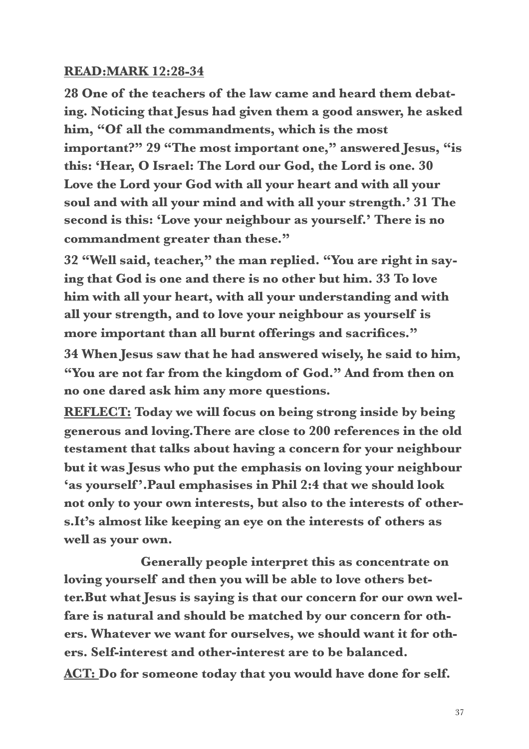**READ:MARK 12:28-34**

**28 One of the teachers of the law came and heard them debating. Noticing that Jesus had given them a good answer, he asked him, "Of all the commandments, which is the most important?" 29 "The most important one," answered Jesus, "is this: 'Hear, O Israel: The Lord our God, the Lord is one. 30 Love the Lord your God with all your heart and with all your soul and with all your mind and with all your strength.' 31 The second is this: 'Love your neighbour as yourself.' There is no commandment greater than these."**

**32 "Well said, teacher," the man replied. "You are right in saying that God is one and there is no other but him. 33 To love him with all your heart, with all your understanding and with all your strength, and to love your neighbour as yourself is more important than all burnt offerings and sacrifices."**

**34 When Jesus saw that he had answered wisely, he said to him, "You are not far from the kingdom of God." And from then on no one dared ask him any more questions.**

**REFLECT: Today we will focus on being strong inside by being generous and loving.There are close to 200 references in the old testament that talks about having a concern for your neighbour but it was Jesus who put the emphasis on loving your neighbour 'as yourself'.Paul emphasises in Phil 2:4 that we should look not only to your own interests, but also to the interests of others.It's almost like keeping an eye on the interests of others as well as your own.**

**Generally people interpret this as concentrate on loving yourself and then you will be able to love others better.But what Jesus is saying is that our concern for our own welfare is natural and should be matched by our concern for others. Whatever we want for ourselves, we should want it for others. Self-interest and other-interest are to be balanced.**

**ACT: Do for someone today that you would have done for self.**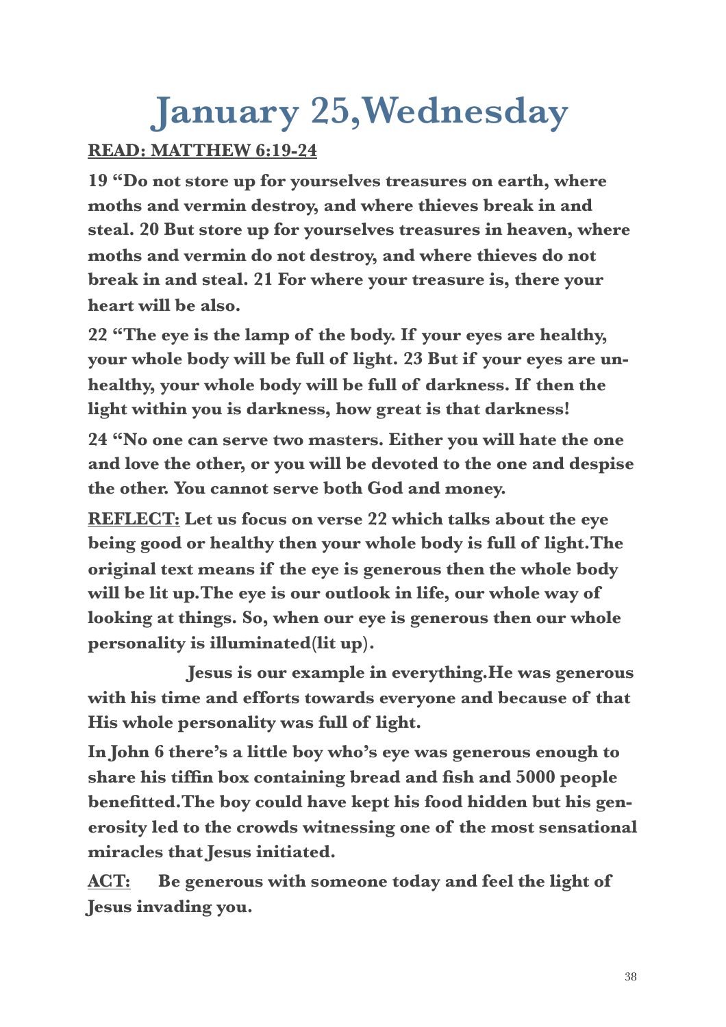# January 25,Wednesday

**READ: MATTHEW 6:19-24**

**19 "Do not store up for yourselves treasures on earth, where moths and vermin destroy, and where thieves break in and steal. 20 But store up for yourselves treasures in heaven, where moths and vermin do not destroy, and where thieves do not break in and steal. 21 For where your treasure is, there your heart will be also.**

**22 "The eye is the lamp of the body. If your eyes are healthy, your whole body will be full of light. 23 But if your eyes are unhealthy, your whole body will be full of darkness. If then the light within you is darkness, how great is that darkness!**

**24 "No one can serve two masters. Either you will hate the one and love the other, or you will be devoted to the one and despise the other. You cannot serve both God and money.**

**REFLECT: Let us focus on verse 22 which talks about the eye being good or healthy then your whole body is full of light.The original text means if the eye is generous then the whole body will be lit up.The eye is our outlook in life, our whole way of looking at things. So, when our eye is generous then our whole personality is illuminated(lit up).**

**Jesus is our example in everything.He was generous with his time and efforts towards everyone and because of that His whole personality was full of light.**

**In John 6 there's a little boy who's eye was generous enough to share his tiffin box containing bread and fish and 5000 people benefitted.The boy could have kept his food hidden but his generosity led to the crowds witnessing one of the most sensational miracles that Jesus initiated.**

**ACT: Be generous with someone today and feel the light of Jesus invading you.**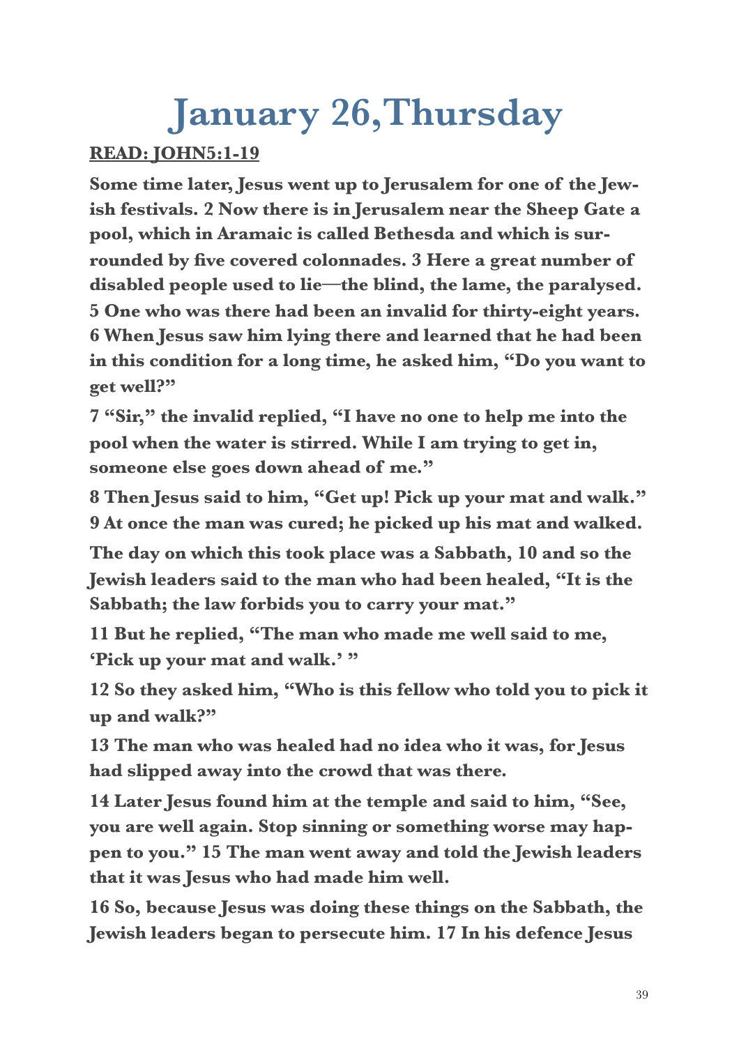# January 26,Thursday

**READ: JOHN5:1-19**

**Some time later, Jesus went up to Jerusalem for one of the Jewish festivals. 2 Now there is in Jerusalem near the Sheep Gate a pool, which in Aramaic is called Bethesda and which is surrounded by five covered colonnades. 3 Here a great number of disabled people used to lie—the blind, the lame, the paralysed. 5 One who was there had been an invalid for thirty-eight years. 6 When Jesus saw him lying there and learned that he had been in this condition for a long time, he asked him, "Do you want to get well?"**

**7 "Sir," the invalid replied, "I have no one to help me into the pool when the water is stirred. While I am trying to get in, someone else goes down ahead of me."**

**8 Then Jesus said to him, "Get up! Pick up your mat and walk." 9 At once the man was cured; he picked up his mat and walked.**

**The day on which this took place was a Sabbath, 10 and so the Jewish leaders said to the man who had been healed, "It is the Sabbath; the law forbids you to carry your mat."**

**11 But he replied, "The man who made me well said to me, 'Pick up your mat and walk.' "**

**12 So they asked him, "Who is this fellow who told you to pick it up and walk?"**

**13 The man who was healed had no idea who it was, for Jesus had slipped away into the crowd that was there.**

**14 Later Jesus found him at the temple and said to him, "See, you are well again. Stop sinning or something worse may happen to you." 15 The man went away and told the Jewish leaders that it was Jesus who had made him well.**

**16 So, because Jesus was doing these things on the Sabbath, the Jewish leaders began to persecute him. 17 In his defence Jesus**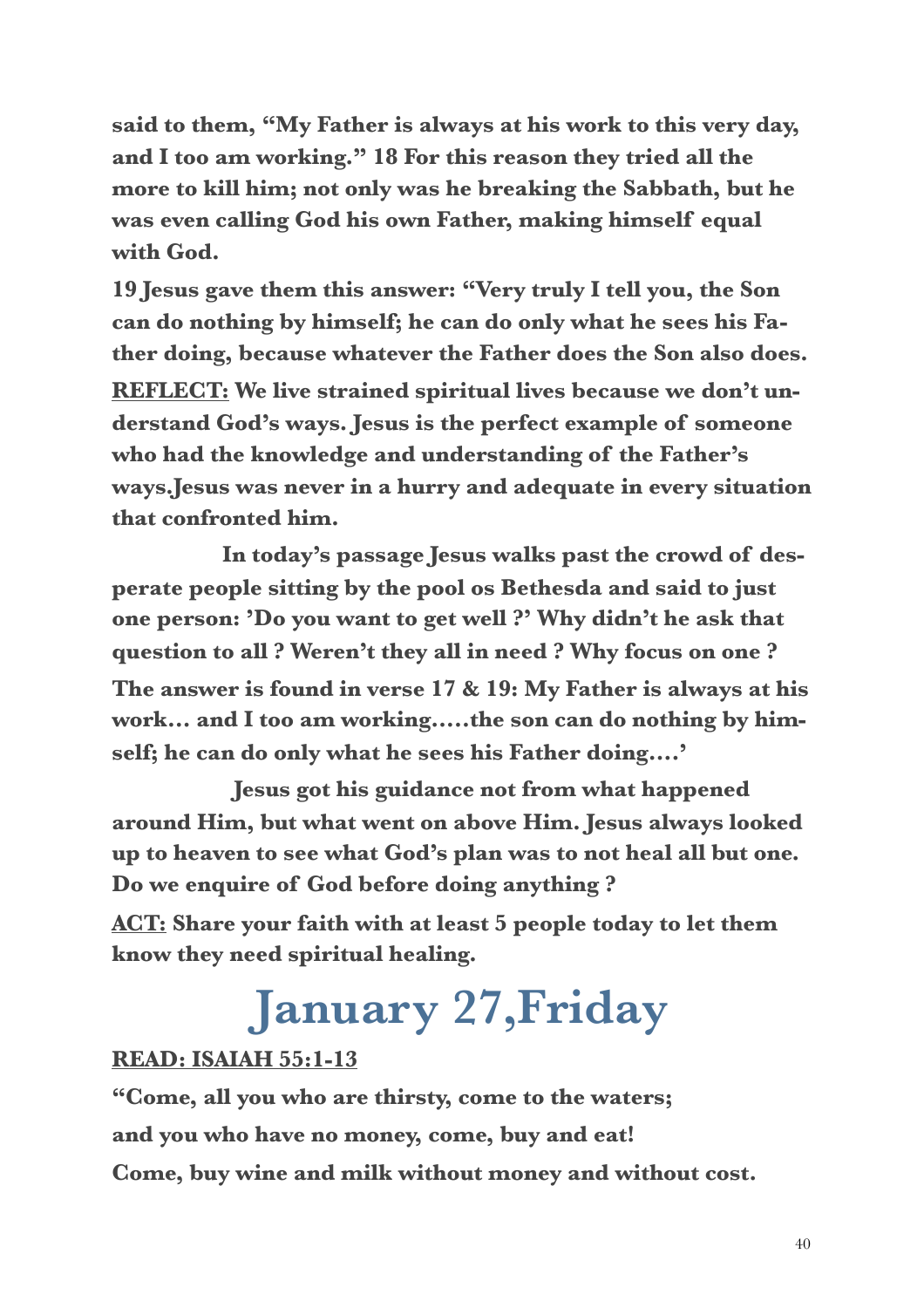**said to them, "My Father is always at his work to this very day, and I too am working." 18 For this reason they tried all the more to kill him; not only was he breaking the Sabbath, but he was even calling God his own Father, making himself equal with God.**

**19 Jesus gave them this answer: "Very truly I tell you, the Son can do nothing by himself; he can do only what he sees his Father doing, because whatever the Father does the Son also does.**

**REFLECT: We live strained spiritual lives because we don't understand God's ways. Jesus is the perfect example of someone who had the knowledge and understanding of the Father's ways.Jesus was never in a hurry and adequate in every situation that confronted him.**

**In today's passage Jesus walks past the crowd of desperate people sitting by the pool os Bethesda and said to just one person: 'Do you want to get well ?' Why didn't he ask that question to all ? Weren't they all in need ? Why focus on one ? The answer is found in verse 17 & 19: My Father is always at his work… and I too am working…..the son can do nothing by himself; he can do only what he sees his Father doing….'**

**Jesus got his guidance not from what happened around Him, but what went on above Him. Jesus always looked up to heaven to see what God's plan was to not heal all but one. Do we enquire of God before doing anything ?**

**ACT: Share your faith with at least 5 people today to let them know they need spiritual healing.**

# January 27,Friday

**READ: ISAIAH 55:1-13**

**"Come, all you who are thirsty, come to the waters;**

**and you who have no money, come, buy and eat!**

**Come, buy wine and milk without money and without cost.**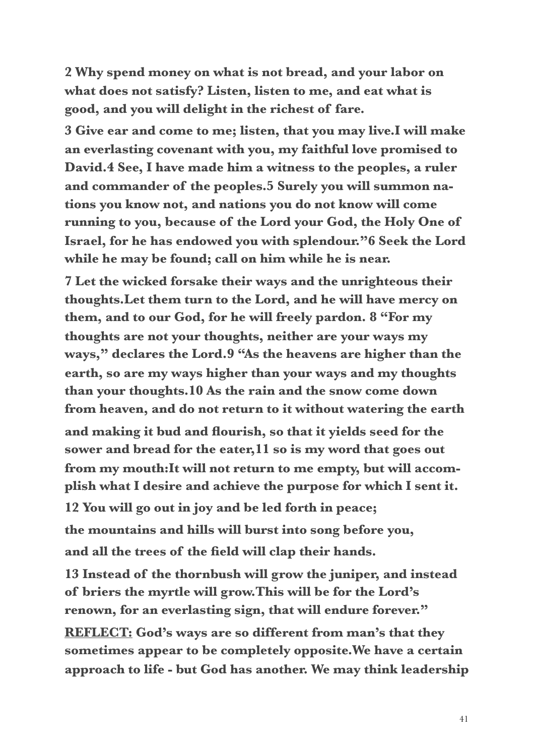**2 Why spend money on what is not bread, and your labor on what does not satisfy? Listen, listen to me, and eat what is good, and you will delight in the richest of fare.**

**3 Give ear and come to me; listen, that you may live.I will make an everlasting covenant with you, my faithful love promised to David.4 See, I have made him a witness to the peoples, a ruler and commander of the peoples.5 Surely you will summon nations you know not, and nations you do not know will come running to you, because of the Lord your God, the Holy One of Israel, for he has endowed you with splendour."6 Seek the Lord while he may be found; call on him while he is near.**

**7 Let the wicked forsake their ways and the unrighteous their thoughts.Let them turn to the Lord, and he will have mercy on them, and to our God, for he will freely pardon. 8 "For my thoughts are not your thoughts, neither are your ways my ways," declares the Lord.9 "As the heavens are higher than the earth, so are my ways higher than your ways and my thoughts than your thoughts.10 As the rain and the snow come down from heaven, and do not return to it without watering the earth and making it bud and flourish, so that it yields seed for the sower and bread for the eater,11 so is my word that goes out from my mouth:It will not return to me empty, but will accomplish what I desire and achieve the purpose for which I sent it.**

**12 You will go out in joy and be led forth in peace;**

**the mountains and hills will burst into song before you,**

**and all the trees of the field will clap their hands.**

**13 Instead of the thornbush will grow the juniper, and instead of briers the myrtle will grow.This will be for the Lord's renown, for an everlasting sign, that will endure forever."**

**<u>REFLECT:</u> God's ways are so different from man's that they sometimes appear to be completely opposite.We have a certain approach to life - but God has another. We may think leadership**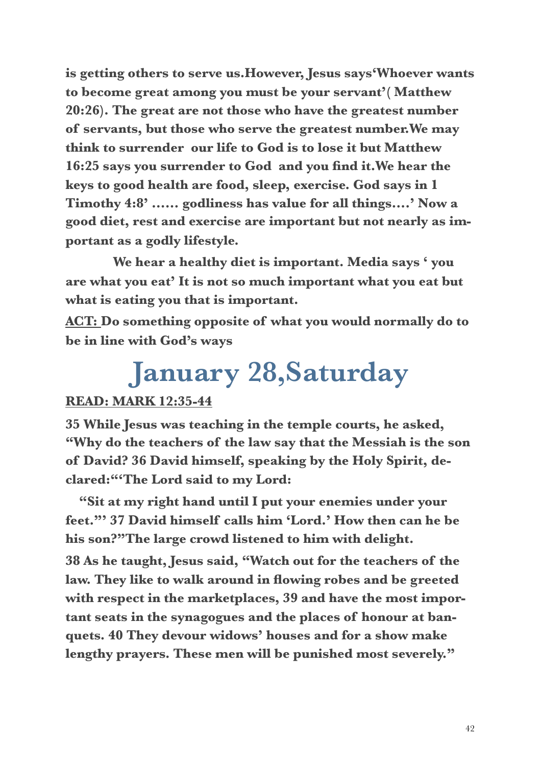**is getting others to serve us.However, Jesus says'Whoever wants to become great among you must be your servant'( Matthew 20:26). The great are not those who have the greatest number of servants, but those who serve the greatest number.We may think to surrender our life to God is to lose it but Matthew 16:25 says you surrender to God and you find it.We hear the keys to good health are food, sleep, exercise. God says in 1 Timothy 4:8' ...... godliness has value for all things....' Now a good diet, rest and exercise are important but not nearly as important as a godly lifestyle.**

**We hear a healthy diet is important. Media says ' you are what you eat' It is not so much important what you eat but what is eating you that is important.**

**ACT: Do something opposite of what you would normally do to be in line with God's ways**

# January 28,Saturday

**READ: MARK 12:35-44**

**35 While Jesus was teaching in the temple courts, he asked, "Why do the teachers of the law say that the Messiah is the son of David? 36 David himself, speaking by the Holy Spirit, declared:"'The Lord said to my Lord:**

**"Sit at my right hand until I put your enemies under your feet."' 37 David himself calls him 'Lord.' How then can he be his son?"The large crowd listened to him with delight.**

**38 As he taught, Jesus said, "Watch out for the teachers of the law. They like to walk around in flowing robes and be greeted with respect in the marketplaces, 39 and have the most important seats in the synagogues and the places of honour at banquets. 40 They devour widows' houses and for a show make lengthy prayers. These men will be punished most severely."**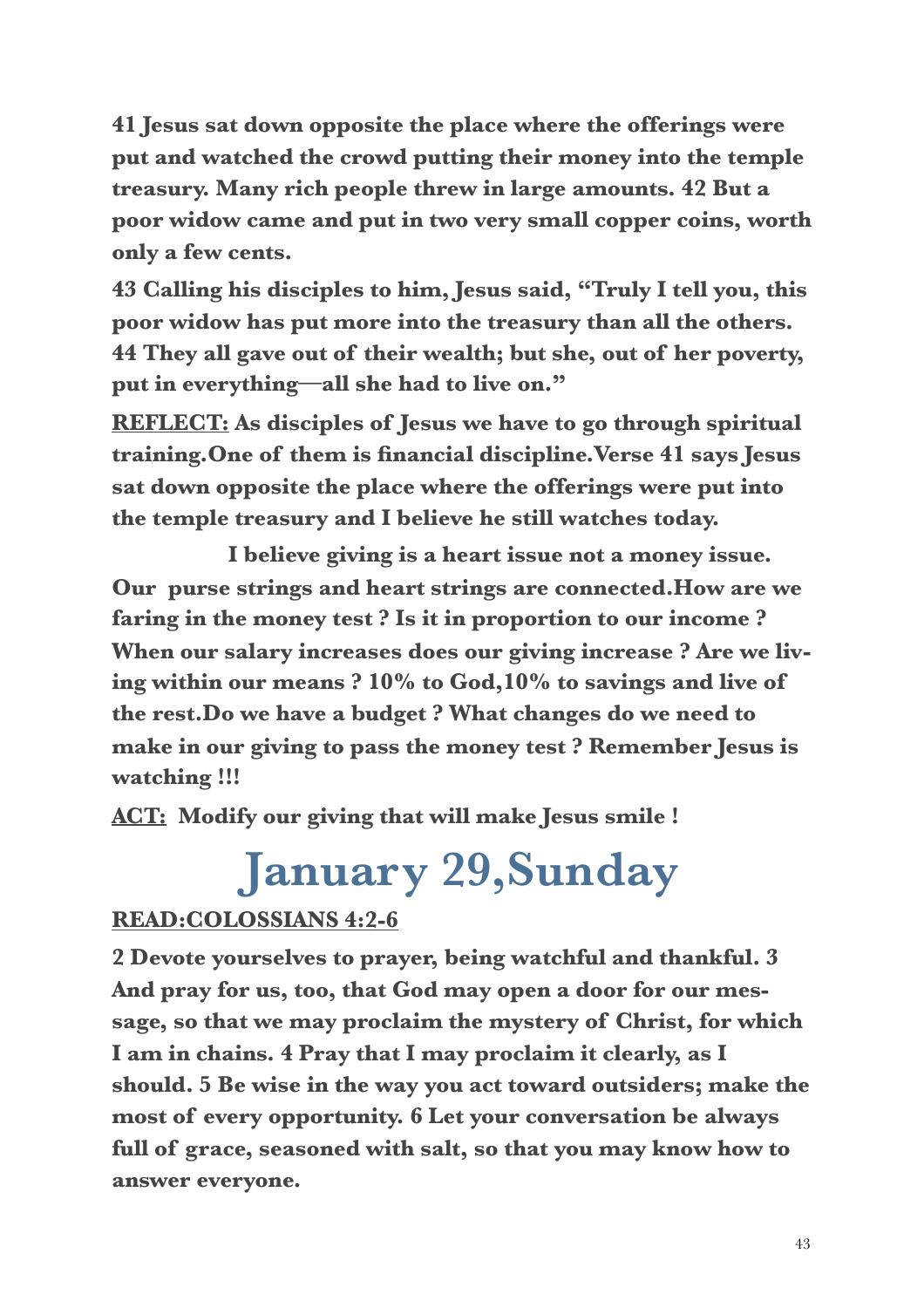**41 Jesus sat down opposite the place where the offerings were put and watched the crowd putting their money into the temple treasury. Many rich people threw in large amounts. 42 But a poor widow came and put in two very small copper coins, worth only a few cents.**

**43 Calling his disciples to him, Jesus said, "Truly I tell you, this poor widow has put more into the treasury than all the others. 44 They all gave out of their wealth; but she, out of her poverty, put in everything—all she had to live on."**

**<u>REFLECT:</u> As disciples of Jesus we have to go through spiritual training.One of them is financial discipline.Verse 41 says Jesus sat down opposite the place where the offerings were put into the temple treasury and I believe he still watches today.**

**I believe giving is a heart issue not a money issue. Our purse strings and heart strings are connected.How are we faring in the money test ? Is it in proportion to our income ? When our salary increases does our giving increase ? Are we living within our means ? 10% to God,10% to savings and live of the rest.Do we have a budget ? What changes do we need to make in our giving to pass the money test ? Remember Jesus is watching !!!**

**<u>ACT:</u> Modify our giving that will make Jesus smile !**

# January 29,Sunday

**<u>READ:COLOSSIANS 4:2-6</u>**

**2 Devote yourselves to prayer, being watchful and thankful. 3 And pray for us, too, that God may open a door for our message, so that we may proclaim the mystery of Christ, for which I am in chains. 4 Pray that I may proclaim it clearly, as I should. 5 Be wise in the way you act toward outsiders; make the most of every opportunity. 6 Let your conversation be always full of grace, seasoned with salt, so that you may know how to answer everyone.**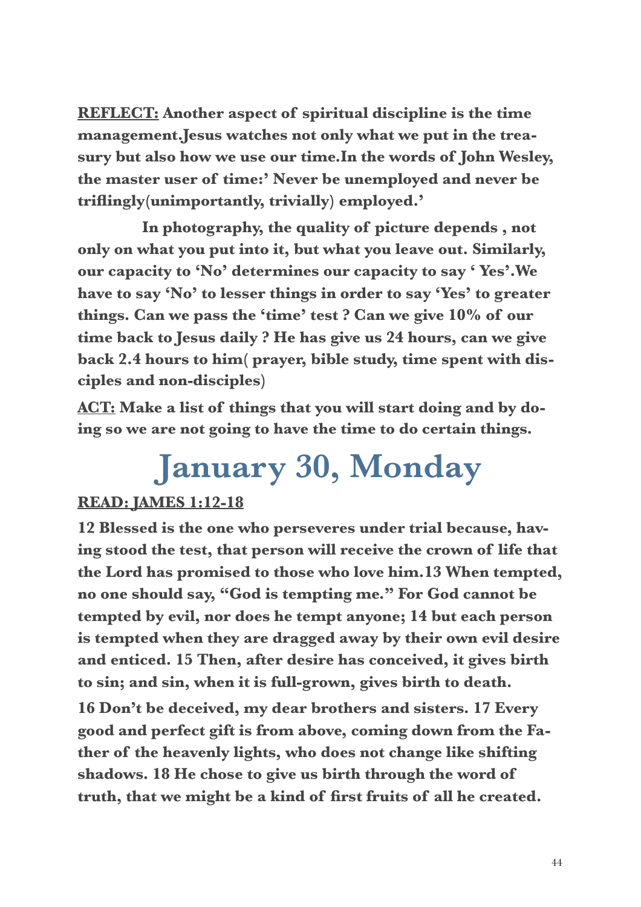**<u>REFLECT:</u> Another aspect of spiritual discipline is the time management.Jesus watches not only what we put in the treasury but also how we use our time.In the words of John Wesley, the master user of time:' Never be unemployed and never be triflingly(unimportantly, trivially) employed.'**

**In photography, the quality of picture depends , not only on what you put into it, but what you leave out. Similarly, our capacity to 'No' determines our capacity to say ' Yes'.We have to say 'No' to lesser things in order to say 'Yes' to greater things. Can we pass the 'time' test ? Can we give 10% of our time back to Jesus daily ? He has give us 24 hours, can we give back 2.4 hours to him( prayer, bible study, time spent with disciples and non-disciples)**

**<u>ACT:</u> Make a list of things that you will start doing and by doing so we are not going to have the time to do certain things.**

# January 30, Monday

**<u>READ: JAMES 1:12-18</u>**

**12 Blessed is the one who perseveres under trial because, having stood the test, that person will receive the crown of life that the Lord has promised to those who love him.13 When tempted, no one should say, "God is tempting me." For God cannot be tempted by evil, nor does he tempt anyone; 14 but each person is tempted when they are dragged away by their own evil desire and enticed. 15 Then, after desire has conceived, it gives birth to sin; and sin, when it is full-grown, gives birth to death.**

**16 Don't be deceived, my dear brothers and sisters. 17 Every good and perfect gift is from above, coming down from the Father of the heavenly lights, who does not change like shifting shadows. 18 He chose to give us birth through the word of truth, that we might be a kind of first fruits of all he created.**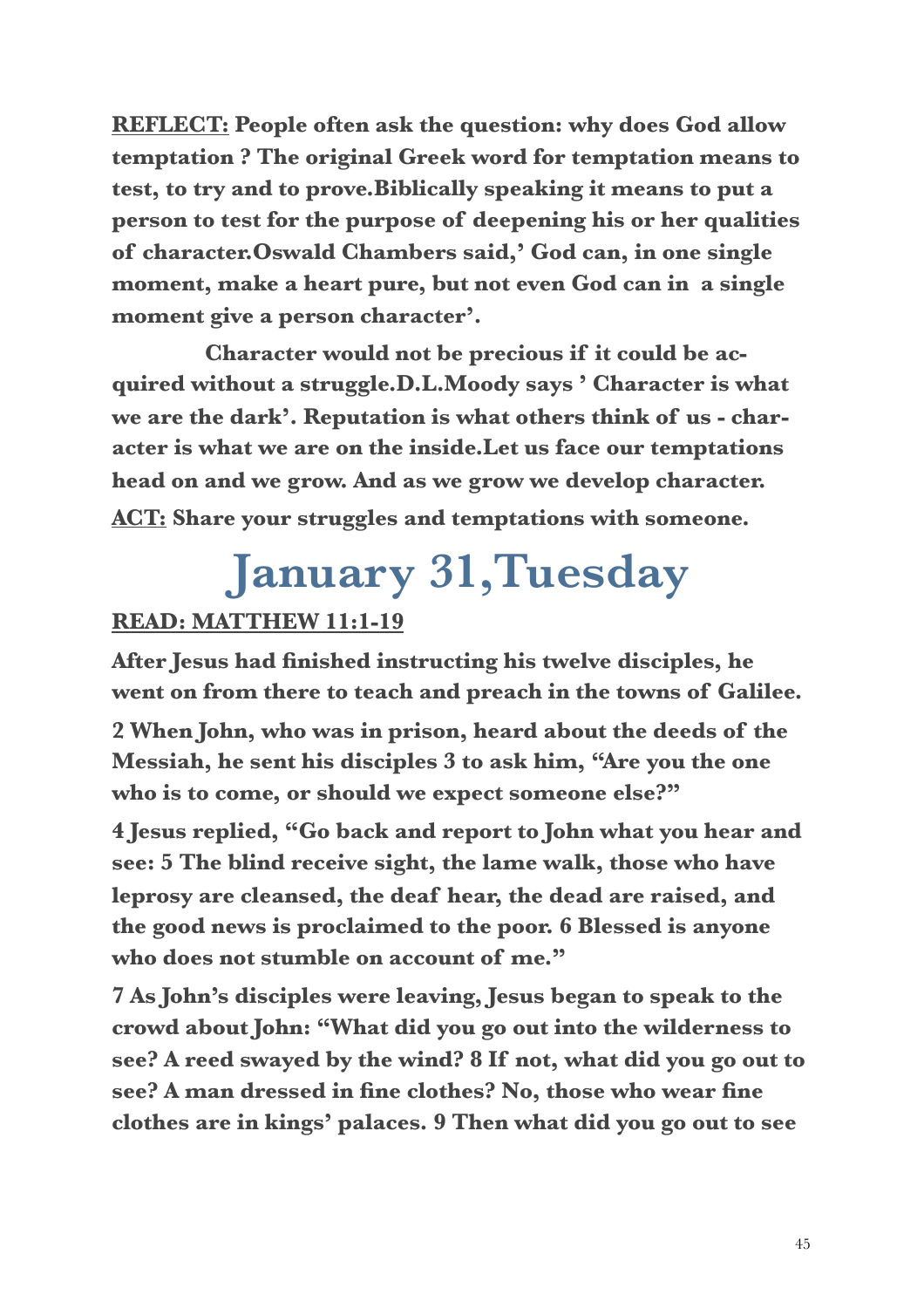**REFLECT: People often ask the question: why does God allow temptation ? The original Greek word for temptation means to test, to try and to prove.Biblically speaking it means to put a person to test for the purpose of deepening his or her qualities of character.Oswald Chambers said,' God can, in one single moment, make a heart pure, but not even God can in a single moment give a person character'.**

**Character would not be precious if it could be acquired without a struggle.D.L.Moody says ' Character is what we are the dark'. Reputation is what others think of us - character is what we are on the inside.Let us face our temptations head on and we grow. And as we grow we develop character.**

**ACT: Share your struggles and temptations with someone.**

# January 31,Tuesday

**READ: MATTHEW 11:1-19**

**After Jesus had finished instructing his twelve disciples, he went on from there to teach and preach in the towns of Galilee.**

**2 When John, who was in prison, heard about the deeds of the Messiah, he sent his disciples 3 to ask him, "Are you the one who is to come, or should we expect someone else?"**

**4 Jesus replied, "Go back and report to John what you hear and see: 5 The blind receive sight, the lame walk, those who have leprosy are cleansed, the deaf hear, the dead are raised, and the good news is proclaimed to the poor. 6 Blessed is anyone who does not stumble on account of me."**

**7 As John's disciples were leaving, Jesus began to speak to the crowd about John: "What did you go out into the wilderness to see? A reed swayed by the wind? 8 If not, what did you go out to see? A man dressed in fine clothes? No, those who wear fine clothes are in kings' palaces. 9 Then what did you go out to see**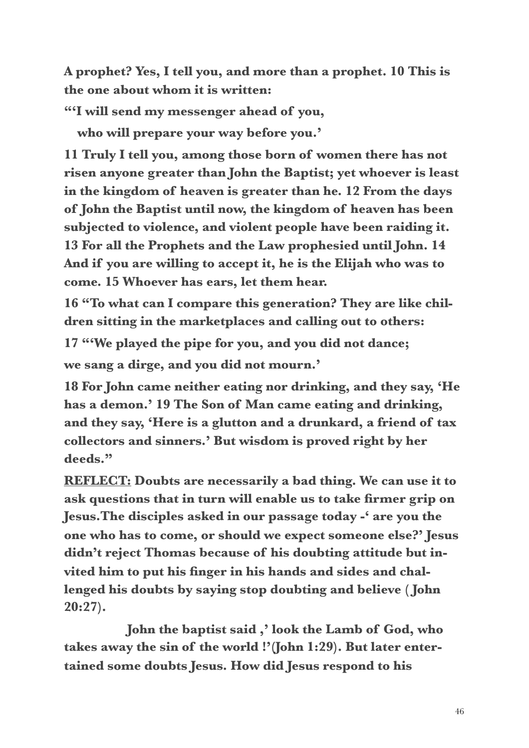**A prophet? Yes, I tell you, and more than a prophet. 10 This is the one about whom it is written:**

**"'I will send my messenger ahead of you,**

**who will prepare your way before you.'**

**11 Truly I tell you, among those born of women there has not risen anyone greater than John the Baptist; yet whoever is least in the kingdom of heaven is greater than he. 12 From the days of John the Baptist until now, the kingdom of heaven has been subjected to violence, and violent people have been raiding it. 13 For all the Prophets and the Law prophesied until John. 14 And if you are willing to accept it, he is the Elijah who was to come. 15 Whoever has ears, let them hear.**

**16 "To what can I compare this generation? They are like children sitting in the marketplaces and calling out to others:**

**17 "'We played the pipe for you, and you did not dance;**

**we sang a dirge, and you did not mourn.'**

**18 For John came neither eating nor drinking, and they say, 'He has a demon.' 19 The Son of Man came eating and drinking, and they say, 'Here is a glutton and a drunkard, a friend of tax collectors and sinners.' But wisdom is proved right by her deeds."**

**<u>REFLECT:</u> Doubts are necessarily a bad thing. We can use it to ask questions that in turn will enable us to take firmer grip on Jesus.The disciples asked in our passage today -' are you the one who has to come, or should we expect someone else?' Jesus didn't reject Thomas because of his doubting attitude but invited him to put his finger in his hands and sides and challenged his doubts by saying stop doubting and believe ( John 20:27).**

**John the baptist said ,' look the Lamb of God, who takes away the sin of the world !'(John 1:29). But later entertained some doubts Jesus. How did Jesus respond to his**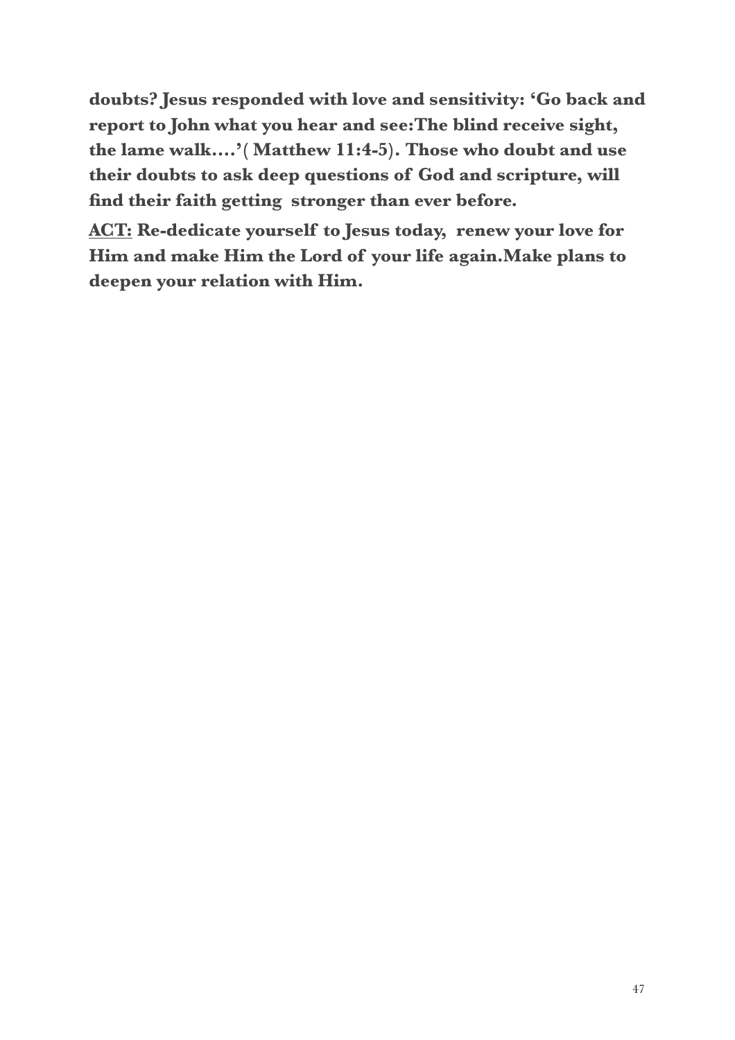**doubts? Jesus responded with love and sensitivity: 'Go back and report to John what you hear and see:The blind receive sight, the lame walk….'( Matthew 11:4-5). Those who doubt and use their doubts to ask deep questions of God and scripture, will find their faith getting stronger than ever before.**

**<u>ACT:</u> Re-dedicate yourself to Jesus today, renew your love for Him and make Him the Lord of your life again.Make plans to deepen your relation with Him.**